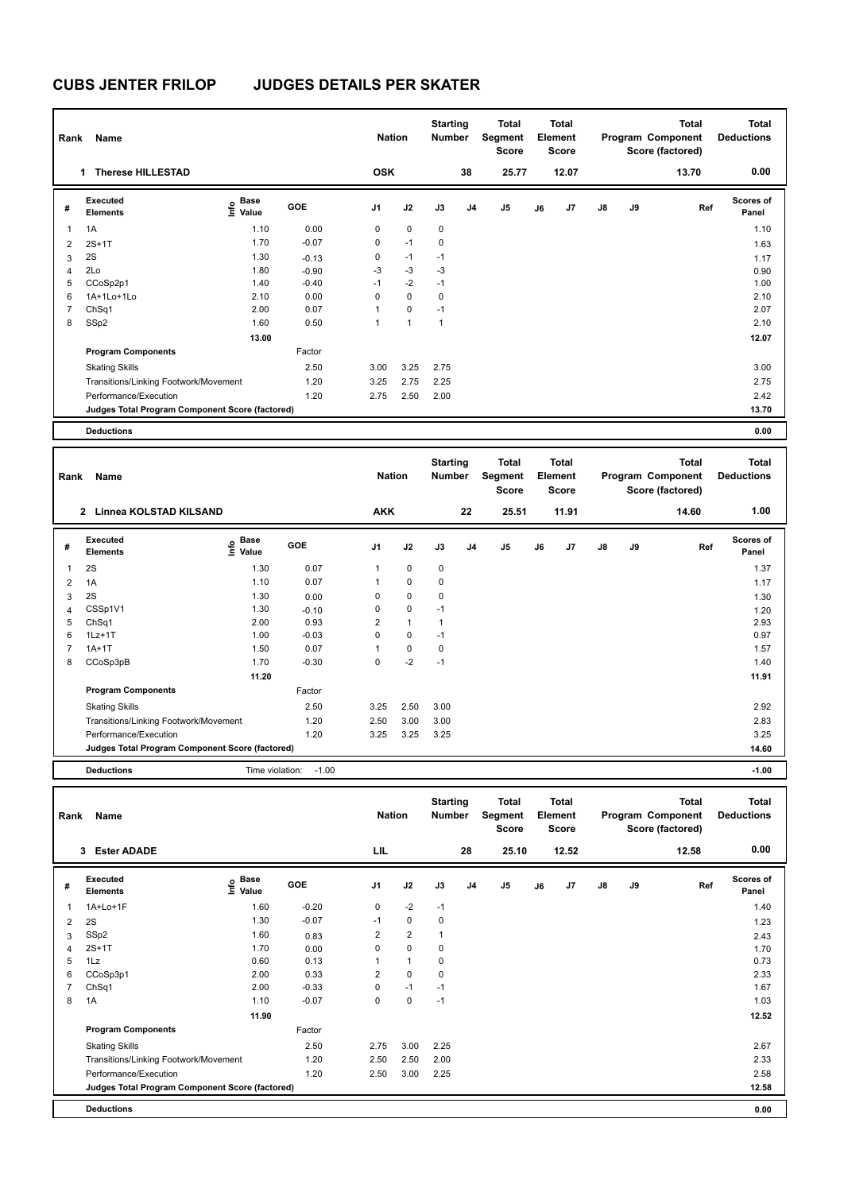# CUBS JENTER FRILOP JUDGES DETAILS PER SKATER

| Rank | Name | Nation | Starting Number | Total Segment Score | Total Element Score | Total Program Component Score (factored) | Total Deductions |
|---|---|---|---|---|---|---|---|
| 1 | Therese HILLESTAD | OSK | 38 | 25.77 | 12.07 | 13.70 | 0.00 |

| # | Executed Elements | Info | Base Value | GOE | J1 | J2 | J3 | J4 | J5 | J6 | J7 | J8 | J9 | Ref | Scores of Panel |
|---|---|---|---|---|---|---|---|---|---|---|---|---|---|---|---|
| 1 | 1A | | 1.10 | 0.00 | 0 | 0 | 0 | | | | | | | | 1.10 |
| 2 | 2S+1T | | 1.70 | -0.07 | 0 | -1 | 0 | | | | | | | | 1.63 |
| 3 | 2S | | 1.30 | -0.13 | 0 | -1 | -1 | | | | | | | | 1.17 |
| 4 | 2Lo | | 1.80 | -0.90 | -3 | -3 | -3 | | | | | | | | 0.90 |
| 5 | CCoSp2p1 | | 1.40 | -0.40 | -1 | -2 | -1 | | | | | | | | 1.00 |
| 6 | 1A+1Lo+1Lo | | 2.10 | 0.00 | 0 | 0 | 0 | | | | | | | | 2.10 |
| 7 | ChSq1 | | 2.00 | 0.07 | 1 | 0 | -1 | | | | | | | | 2.07 |
| 8 | SSp2 | | 1.60 | 0.50 | 1 | 1 | 1 | | | | | | | | 2.10 |
| | | | 13.00 | | | | | | | | | | | | 12.07 |
| | **Program Components** | | | Factor | | | | | | | | | | | |
| | Skating Skills | | | 2.50 | 3.00 | 3.25 | 2.75 | | | | | | | | 3.00 |
| | Transitions/Linking Footwork/Movement | | | 1.20 | 3.25 | 2.75 | 2.25 | | | | | | | | 2.75 |
| | Performance/Execution | | | 1.20 | 2.75 | 2.50 | 2.00 | | | | | | | | 2.42 |
| | **Judges Total Program Component Score (factored)** | | | | | | | | | | | | | | 13.70 |
| | **Deductions** | | | | | | | | | | | | | | 0.00 |

| Rank | Name | Nation | Starting Number | Total Segment Score | Total Element Score | Total Program Component Score (factored) | Total Deductions |
|---|---|---|---|---|---|---|---|
| 2 | Linnea KOLSTAD KILSAND | AKK | 22 | 25.51 | 11.91 | 14.60 | 1.00 |

| # | Executed Elements | Info | Base Value | GOE | J1 | J2 | J3 | J4 | J5 | J6 | J7 | J8 | J9 | Ref | Scores of Panel |
|---|---|---|---|---|---|---|---|---|---|---|---|---|---|---|---|
| 1 | 2S | | 1.30 | 0.07 | 1 | 0 | 0 | | | | | | | | 1.37 |
| 2 | 1A | | 1.10 | 0.07 | 1 | 0 | 0 | | | | | | | | 1.17 |
| 3 | 2S | | 1.30 | 0.00 | 0 | 0 | 0 | | | | | | | | 1.30 |
| 4 | CSSp1V1 | | 1.30 | -0.10 | 0 | 0 | -1 | | | | | | | | 1.20 |
| 5 | ChSq1 | | 2.00 | 0.93 | 2 | 1 | 1 | | | | | | | | 2.93 |
| 6 | 1Lz+1T | | 1.00 | -0.03 | 0 | 0 | -1 | | | | | | | | 0.97 |
| 7 | 1A+1T | | 1.50 | 0.07 | 1 | 0 | 0 | | | | | | | | 1.57 |
| 8 | CCoSp3pB | | 1.70 | -0.30 | 0 | -2 | -1 | | | | | | | | 1.40 |
| | | | 11.20 | | | | | | | | | | | | 11.91 |
| | **Program Components** | | | Factor | | | | | | | | | | | |
| | Skating Skills | | | 2.50 | 3.25 | 2.50 | 3.00 | | | | | | | | 2.92 |
| | Transitions/Linking Footwork/Movement | | | 1.20 | 2.50 | 3.00 | 3.00 | | | | | | | | 2.83 |
| | Performance/Execution | | | 1.20 | 3.25 | 3.25 | 3.25 | | | | | | | | 3.25 |
| | **Judges Total Program Component Score (factored)** | | | | | | | | | | | | | | 14.60 |
| | **Deductions** | Time violation: | -1.00 | | | | | | | | | | | | -1.00 |

| Rank | Name | Nation | Starting Number | Total Segment Score | Total Element Score | Total Program Component Score (factored) | Total Deductions |
|---|---|---|---|---|---|---|---|
| 3 | Ester ADADE | LIL | 28 | 25.10 | 12.52 | 12.58 | 0.00 |

| # | Executed Elements | Info | Base Value | GOE | J1 | J2 | J3 | J4 | J5 | J6 | J7 | J8 | J9 | Ref | Scores of Panel |
|---|---|---|---|---|---|---|---|---|---|---|---|---|---|---|---|
| 1 | 1A+Lo+1F | | 1.60 | -0.20 | 0 | -2 | -1 | | | | | | | | 1.40 |
| 2 | 2S | | 1.30 | -0.07 | -1 | 0 | 0 | | | | | | | | 1.23 |
| 3 | SSp2 | | 1.60 | 0.83 | 2 | 2 | 1 | | | | | | | | 2.43 |
| 4 | 2S+1T | | 1.70 | 0.00 | 0 | 0 | 0 | | | | | | | | 1.70 |
| 5 | 1Lz | | 0.60 | 0.13 | 1 | 1 | 0 | | | | | | | | 0.73 |
| 6 | CCoSp3p1 | | 2.00 | 0.33 | 2 | 0 | 0 | | | | | | | | 2.33 |
| 7 | ChSq1 | | 2.00 | -0.33 | 0 | -1 | -1 | | | | | | | | 1.67 |
| 8 | 1A | | 1.10 | -0.07 | 0 | 0 | -1 | | | | | | | | 1.03 |
| | | | 11.90 | | | | | | | | | | | | 12.52 |
| | **Program Components** | | | Factor | | | | | | | | | | | |
| | Skating Skills | | | 2.50 | 2.75 | 3.00 | 2.25 | | | | | | | | 2.67 |
| | Transitions/Linking Footwork/Movement | | | 1.20 | 2.50 | 2.50 | 2.00 | | | | | | | | 2.33 |
| | Performance/Execution | | | 1.20 | 2.50 | 3.00 | 2.25 | | | | | | | | 2.58 |
| | **Judges Total Program Component Score (factored)** | | | | | | | | | | | | | | 12.58 |
| | **Deductions** | | | | | | | | | | | | | | 0.00 |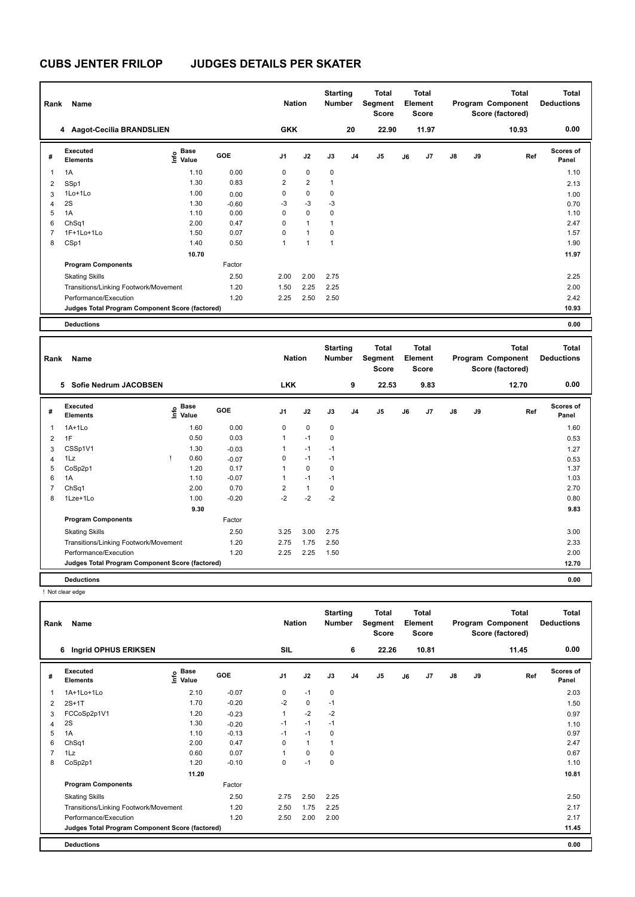# CUBS JENTER FRILOP JUDGES DETAILS PER SKATER

| Rank | Name | Nation | Starting Number | Total Segment Score | Total Element Score | Total Program Component Score (factored) | Total Deductions |
|---|---|---|---|---|---|---|---|
| 4 | Aagot-Cecilia BRANDSLIEN | GKK | 20 | 22.90 | 11.97 | 10.93 | 0.00 |

| # | Executed Elements | Info | Base Value | GOE | J1 | J2 | J3 | J4 | J5 | J6 | J7 | J8 | J9 | Ref | Scores of Panel |
|---|---|---|---|---|---|---|---|---|---|---|---|---|---|---|---|
| 1 | 1A | | 1.10 | 0.00 | 0 | 0 | 0 | | | | | | | | 1.10 |
| 2 | SSp1 | | 1.30 | 0.83 | 2 | 2 | 1 | | | | | | | | 2.13 |
| 3 | 1Lo+1Lo | | 1.00 | 0.00 | 0 | 0 | 0 | | | | | | | | 1.00 |
| 4 | 2S | | 1.30 | -0.60 | -3 | -3 | -3 | | | | | | | | 0.70 |
| 5 | 1A | | 1.10 | 0.00 | 0 | 0 | 0 | | | | | | | | 1.10 |
| 6 | ChSq1 | | 2.00 | 0.47 | 0 | 1 | 1 | | | | | | | | 2.47 |
| 7 | 1F+1Lo+1Lo | | 1.50 | 0.07 | 0 | 1 | 0 | | | | | | | | 1.57 |
| 8 | CSp1 | | 1.40 | 0.50 | 1 | 1 | 1 | | | | | | | | 1.90 |
| | | | 10.70 | | | | | | | | | | | | 11.97 |
| | **Program Components** | | | Factor | | | | | | | | | | | |
| | Skating Skills | | | 2.50 | 2.00 | 2.00 | 2.75 | | | | | | | | 2.25 |
| | Transitions/Linking Footwork/Movement | | | 1.20 | 1.50 | 2.25 | 2.25 | | | | | | | | 2.00 |
| | Performance/Execution | | | 1.20 | 2.25 | 2.50 | 2.50 | | | | | | | | 2.42 |
| | **Judges Total Program Component Score (factored)** | | | | | | | | | | | | | | 10.93 |
| | **Deductions** | | | | | | | | | | | | | | 0.00 |

| Rank | Name | Nation | Starting Number | Total Segment Score | Total Element Score | Total Program Component Score (factored) | Total Deductions |
|---|---|---|---|---|---|---|---|
| 5 | Sofie Nedrum JACOBSEN | LKK | 9 | 22.53 | 9.83 | 12.70 | 0.00 |

| # | Executed Elements | Info | Base Value | GOE | J1 | J2 | J3 | J4 | J5 | J6 | J7 | J8 | J9 | Ref | Scores of Panel |
|---|---|---|---|---|---|---|---|---|---|---|---|---|---|---|---|
| 1 | 1A+1Lo | | 1.60 | 0.00 | 0 | 0 | 0 | | | | | | | | 1.60 |
| 2 | 1F | | 0.50 | 0.03 | 1 | -1 | 0 | | | | | | | | 0.53 |
| 3 | CSSp1V1 | | 1.30 | -0.03 | 1 | -1 | -1 | | | | | | | | 1.27 |
| 4 | 1Lz | ! | 0.60 | -0.07 | 0 | -1 | -1 | | | | | | | | 0.53 |
| 5 | CoSp2p1 | | 1.20 | 0.17 | 1 | 0 | 0 | | | | | | | | 1.37 |
| 6 | 1A | | 1.10 | -0.07 | 1 | -1 | -1 | | | | | | | | 1.03 |
| 7 | ChSq1 | | 2.00 | 0.70 | 2 | 1 | 0 | | | | | | | | 2.70 |
| 8 | 1Lze+1Lo | | 1.00 | -0.20 | -2 | -2 | -2 | | | | | | | | 0.80 |
| | | | 9.30 | | | | | | | | | | | | 9.83 |
| | **Program Components** | | | Factor | | | | | | | | | | | |
| | Skating Skills | | | 2.50 | 3.25 | 3.00 | 2.75 | | | | | | | | 3.00 |
| | Transitions/Linking Footwork/Movement | | | 1.20 | 2.75 | 1.75 | 2.50 | | | | | | | | 2.33 |
| | Performance/Execution | | | 1.20 | 2.25 | 2.25 | 1.50 | | | | | | | | 2.00 |
| | **Judges Total Program Component Score (factored)** | | | | | | | | | | | | | | 12.70 |
| | **Deductions** | | | | | | | | | | | | | | 0.00 |

! Not clear edge

| Rank | Name | Nation | Starting Number | Total Segment Score | Total Element Score | Total Program Component Score (factored) | Total Deductions |
|---|---|---|---|---|---|---|---|
| 6 | Ingrid OPHUS ERIKSEN | SIL | 6 | 22.26 | 10.81 | 11.45 | 0.00 |

| # | Executed Elements | Info | Base Value | GOE | J1 | J2 | J3 | J4 | J5 | J6 | J7 | J8 | J9 | Ref | Scores of Panel |
|---|---|---|---|---|---|---|---|---|---|---|---|---|---|---|---|
| 1 | 1A+1Lo+1Lo | | 2.10 | -0.07 | 0 | -1 | 0 | | | | | | | | 2.03 |
| 2 | 2S+1T | | 1.70 | -0.20 | -2 | 0 | -1 | | | | | | | | 1.50 |
| 3 | FCCoSp2p1V1 | | 1.20 | -0.23 | 1 | -2 | -2 | | | | | | | | 0.97 |
| 4 | 2S | | 1.30 | -0.20 | -1 | -1 | -1 | | | | | | | | 1.10 |
| 5 | 1A | | 1.10 | -0.13 | -1 | -1 | 0 | | | | | | | | 0.97 |
| 6 | ChSq1 | | 2.00 | 0.47 | 0 | 1 | 1 | | | | | | | | 2.47 |
| 7 | 1Lz | | 0.60 | 0.07 | 1 | 0 | 0 | | | | | | | | 0.67 |
| 8 | CoSp2p1 | | 1.20 | -0.10 | 0 | -1 | 0 | | | | | | | | 1.10 |
| | | | 11.20 | | | | | | | | | | | | 10.81 |
| | **Program Components** | | | Factor | | | | | | | | | | | |
| | Skating Skills | | | 2.50 | 2.75 | 2.50 | 2.25 | | | | | | | | 2.50 |
| | Transitions/Linking Footwork/Movement | | | 1.20 | 2.50 | 1.75 | 2.25 | | | | | | | | 2.17 |
| | Performance/Execution | | | 1.20 | 2.50 | 2.00 | 2.00 | | | | | | | | 2.17 |
| | **Judges Total Program Component Score (factored)** | | | | | | | | | | | | | | 11.45 |
| | **Deductions** | | | | | | | | | | | | | | 0.00 |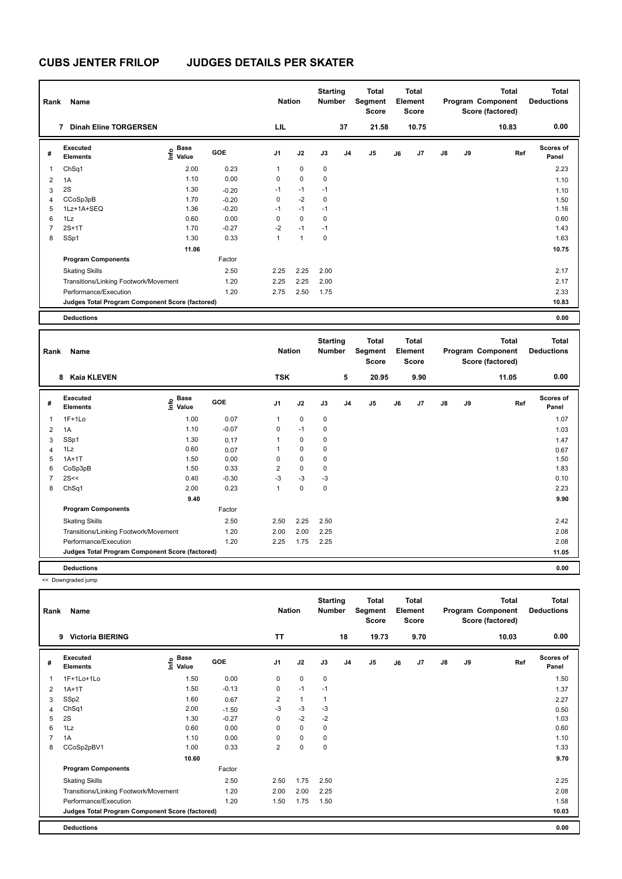# CUBS JENTER FRILOP JUDGES DETAILS PER SKATER

| Rank | Name | Nation | Starting Number | Total Segment Score | Total Element Score | Total Program Component Score (factored) | Total Deductions |
|---|---|---|---|---|---|---|---|
| 7 | Dinah Eline TORGERSEN | LIL | 37 | 21.58 | 10.75 | 10.83 | 0.00 |

| # | Executed Elements | Info | Base Value | GOE | J1 | J2 | J3 | J4 | J5 | J6 | J7 | J8 | J9 | Ref | Scores of Panel |
|---|---|---|---|---|---|---|---|---|---|---|---|---|---|---|---|
| 1 | ChSq1 | | 2.00 | 0.23 | 1 | 0 | 0 | | | | | | | | 2.23 |
| 2 | 1A | | 1.10 | 0.00 | 0 | 0 | 0 | | | | | | | | 1.10 |
| 3 | 2S | | 1.30 | -0.20 | -1 | -1 | -1 | | | | | | | | 1.10 |
| 4 | CCoSp3pB | | 1.70 | -0.20 | 0 | -2 | 0 | | | | | | | | 1.50 |
| 5 | 1Lz+1A+SEQ | | 1.36 | -0.20 | -1 | -1 | -1 | | | | | | | | 1.16 |
| 6 | 1Lz | | 0.60 | 0.00 | 0 | 0 | 0 | | | | | | | | 0.60 |
| 7 | 2S+1T | | 1.70 | -0.27 | -2 | -1 | -1 | | | | | | | | 1.43 |
| 8 | SSp1 | | 1.30 | 0.33 | 1 | 1 | 0 | | | | | | | | 1.63 |
| | | | 11.06 | | | | | | | | | | | | 10.75 |
| | **Program Components** | | | Factor | | | | | | | | | | | |
| | Skating Skills | | | 2.50 | 2.25 | 2.25 | 2.00 | | | | | | | | 2.17 |
| | Transitions/Linking Footwork/Movement | | | 1.20 | 2.25 | 2.25 | 2.00 | | | | | | | | 2.17 |
| | Performance/Execution | | | 1.20 | 2.75 | 2.50 | 1.75 | | | | | | | | 2.33 |
| | **Judges Total Program Component Score (factored)** | | | | | | | | | | | | | | 10.83 |
| | **Deductions** | | | | | | | | | | | | | | 0.00 |

| Rank | Name | Nation | Starting Number | Total Segment Score | Total Element Score | Total Program Component Score (factored) | Total Deductions |
|---|---|---|---|---|---|---|---|
| 8 | Kaia KLEVEN | TSK | 5 | 20.95 | 9.90 | 11.05 | 0.00 |

| # | Executed Elements | Info | Base Value | GOE | J1 | J2 | J3 | J4 | J5 | J6 | J7 | J8 | J9 | Ref | Scores of Panel |
|---|---|---|---|---|---|---|---|---|---|---|---|---|---|---|---|
| 1 | 1F+1Lo | | 1.00 | 0.07 | 1 | 0 | 0 | | | | | | | | 1.07 |
| 2 | 1A | | 1.10 | -0.07 | 0 | -1 | 0 | | | | | | | | 1.03 |
| 3 | SSp1 | | 1.30 | 0.17 | 1 | 0 | 0 | | | | | | | | 1.47 |
| 4 | 1Lz | | 0.60 | 0.07 | 1 | 0 | 0 | | | | | | | | 0.67 |
| 5 | 1A+1T | | 1.50 | 0.00 | 0 | 0 | 0 | | | | | | | | 1.50 |
| 6 | CoSp3pB | | 1.50 | 0.33 | 2 | 0 | 0 | | | | | | | | 1.83 |
| 7 | 2S<< | | 0.40 | -0.30 | -3 | -3 | -3 | | | | | | | | 0.10 |
| 8 | ChSq1 | | 2.00 | 0.23 | 1 | 0 | 0 | | | | | | | | 2.23 |
| | | | 9.40 | | | | | | | | | | | | 9.90 |
| | **Program Components** | | | Factor | | | | | | | | | | | |
| | Skating Skills | | | 2.50 | 2.50 | 2.25 | 2.50 | | | | | | | | 2.42 |
| | Transitions/Linking Footwork/Movement | | | 1.20 | 2.00 | 2.00 | 2.25 | | | | | | | | 2.08 |
| | Performance/Execution | | | 1.20 | 2.25 | 1.75 | 2.25 | | | | | | | | 2.08 |
| | **Judges Total Program Component Score (factored)** | | | | | | | | | | | | | | 11.05 |
| | **Deductions** | | | | | | | | | | | | | | 0.00 |

<< Downgraded jump

| Rank | Name | Nation | Starting Number | Total Segment Score | Total Element Score | Total Program Component Score (factored) | Total Deductions |
|---|---|---|---|---|---|---|---|
| 9 | Victoria BIERING | TT | 18 | 19.73 | 9.70 | 10.03 | 0.00 |

| # | Executed Elements | Info | Base Value | GOE | J1 | J2 | J3 | J4 | J5 | J6 | J7 | J8 | J9 | Ref | Scores of Panel |
|---|---|---|---|---|---|---|---|---|---|---|---|---|---|---|---|
| 1 | 1F+1Lo+1Lo | | 1.50 | 0.00 | 0 | 0 | 0 | | | | | | | | 1.50 |
| 2 | 1A+1T | | 1.50 | -0.13 | 0 | -1 | -1 | | | | | | | | 1.37 |
| 3 | SSp2 | | 1.60 | 0.67 | 2 | 1 | 1 | | | | | | | | 2.27 |
| 4 | ChSq1 | | 2.00 | -1.50 | -3 | -3 | -3 | | | | | | | | 0.50 |
| 5 | 2S | | 1.30 | -0.27 | 0 | -2 | -2 | | | | | | | | 1.03 |
| 6 | 1Lz | | 0.60 | 0.00 | 0 | 0 | 0 | | | | | | | | 0.60 |
| 7 | 1A | | 1.10 | 0.00 | 0 | 0 | 0 | | | | | | | | 1.10 |
| 8 | CCoSp2pBV1 | | 1.00 | 0.33 | 2 | 0 | 0 | | | | | | | | 1.33 |
| | | | 10.60 | | | | | | | | | | | | 9.70 |
| | **Program Components** | | | Factor | | | | | | | | | | | |
| | Skating Skills | | | 2.50 | 2.50 | 1.75 | 2.50 | | | | | | | | 2.25 |
| | Transitions/Linking Footwork/Movement | | | 1.20 | 2.00 | 2.00 | 2.25 | | | | | | | | 2.08 |
| | Performance/Execution | | | 1.20 | 1.50 | 1.75 | 1.50 | | | | | | | | 1.58 |
| | **Judges Total Program Component Score (factored)** | | | | | | | | | | | | | | 10.03 |
| | **Deductions** | | | | | | | | | | | | | | 0.00 |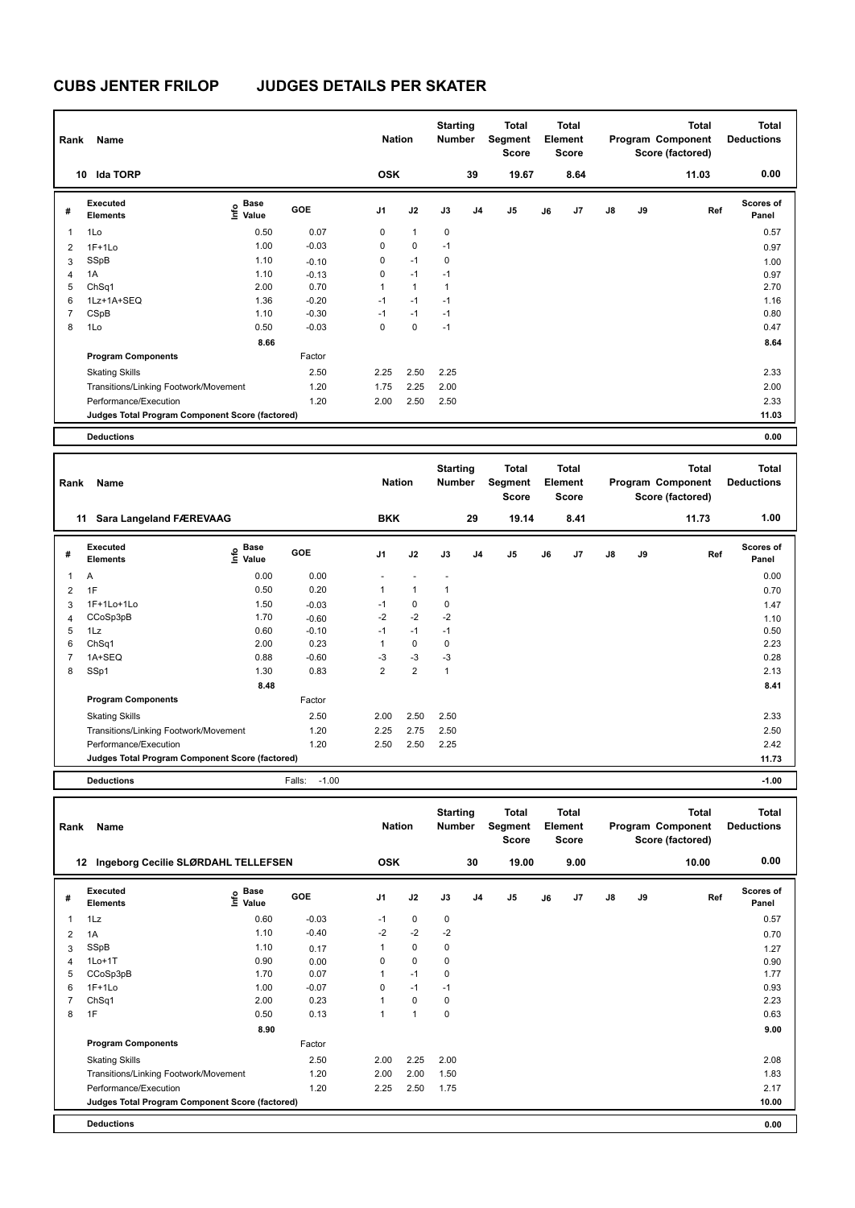# CUBS JENTER FRILOP JUDGES DETAILS PER SKATER

| Rank | Name | | | Nation | | Starting Number | | Total Segment Score | | Total Element Score | | | Total Program Component Score (factored) | Total Deductions |
|---|---|---|---|---|---|---|---|---|---|---|---|---|---|---|
| 10 | Ida TORP | | | OSK | | 39 | | 19.67 | | 8.64 | | | 11.03 | 0.00 |

| # | Executed Elements | Info | Base Value | GOE | J1 | J2 | J3 | J4 | J5 | J6 | J7 | J8 | J9 | Ref | Scores of Panel |
|---|---|---|---|---|---|---|---|---|---|---|---|---|---|---|---|
| 1 | 1Lo | | 0.50 | 0.07 | 0 | 1 | 0 | | | | | | | | 0.57 |
| 2 | 1F+1Lo | | 1.00 | -0.03 | 0 | 0 | -1 | | | | | | | | 0.97 |
| 3 | SSpB | | 1.10 | -0.10 | 0 | -1 | 0 | | | | | | | | 1.00 |
| 4 | 1A | | 1.10 | -0.13 | 0 | -1 | -1 | | | | | | | | 0.97 |
| 5 | ChSq1 | | 2.00 | 0.70 | 1 | 1 | 1 | | | | | | | | 2.70 |
| 6 | 1Lz+1A+SEQ | | 1.36 | -0.20 | -1 | -1 | -1 | | | | | | | | 1.16 |
| 7 | CSpB | | 1.10 | -0.30 | -1 | -1 | -1 | | | | | | | | 0.80 |
| 8 | 1Lo | | 0.50 | -0.03 | 0 | 0 | -1 | | | | | | | | 0.47 |
| | | | 8.66 | | | | | | | | | | | | 8.64 |
| | **Program Components** | | | Factor | | | | | | | | | | | |
| | Skating Skills | | | 2.50 | 2.25 | 2.50 | 2.25 | | | | | | | | 2.33 |
| | Transitions/Linking Footwork/Movement | | | 1.20 | 1.75 | 2.25 | 2.00 | | | | | | | | 2.00 |
| | Performance/Execution | | | 1.20 | 2.00 | 2.50 | 2.50 | | | | | | | | 2.33 |
| | **Judges Total Program Component Score (factored)** | | | | | | | | | | | | | | 11.03 |
| | **Deductions** | | | | | | | | | | | | | | 0.00 |

| Rank | Name | | | Nation | | Starting Number | | Total Segment Score | | Total Element Score | | | Total Program Component Score (factored) | Total Deductions |
|---|---|---|---|---|---|---|---|---|---|---|---|---|---|---|
| 11 | Sara Langeland FÆREVAAG | | | BKK | | 29 | | 19.14 | | 8.41 | | | 11.73 | 1.00 |

| # | Executed Elements | Info | Base Value | GOE | J1 | J2 | J3 | J4 | J5 | J6 | J7 | J8 | J9 | Ref | Scores of Panel |
|---|---|---|---|---|---|---|---|---|---|---|---|---|---|---|---|
| 1 | A | | 0.00 | 0.00 | - | - | - | | | | | | | | 0.00 |
| 2 | 1F | | 0.50 | 0.20 | 1 | 1 | 1 | | | | | | | | 0.70 |
| 3 | 1F+1Lo+1Lo | | 1.50 | -0.03 | -1 | 0 | 0 | | | | | | | | 1.47 |
| 4 | CCoSp3pB | | 1.70 | -0.60 | -2 | -2 | -2 | | | | | | | | 1.10 |
| 5 | 1Lz | | 0.60 | -0.10 | -1 | -1 | -1 | | | | | | | | 0.50 |
| 6 | ChSq1 | | 2.00 | 0.23 | 1 | 0 | 0 | | | | | | | | 2.23 |
| 7 | 1A+SEQ | | 0.88 | -0.60 | -3 | -3 | -3 | | | | | | | | 0.28 |
| 8 | SSp1 | | 1.30 | 0.83 | 2 | 2 | 1 | | | | | | | | 2.13 |
| | | | 8.48 | | | | | | | | | | | | 8.41 |
| | **Program Components** | | | Factor | | | | | | | | | | | |
| | Skating Skills | | | 2.50 | 2.00 | 2.50 | 2.50 | | | | | | | | 2.33 |
| | Transitions/Linking Footwork/Movement | | | 1.20 | 2.25 | 2.75 | 2.50 | | | | | | | | 2.50 |
| | Performance/Execution | | | 1.20 | 2.50 | 2.50 | 2.25 | | | | | | | | 2.42 |
| | **Judges Total Program Component Score (factored)** | | | | | | | | | | | | | | 11.73 |
| | **Deductions** | | | Falls: -1.00 | | | | | | | | | | | -1.00 |

| Rank | Name | | | Nation | | Starting Number | | Total Segment Score | | Total Element Score | | | Total Program Component Score (factored) | Total Deductions |
|---|---|---|---|---|---|---|---|---|---|---|---|---|---|---|
| 12 | Ingeborg Cecilie SLØRDAHL TELLEFSEN | | | OSK | | 30 | | 19.00 | | 9.00 | | | 10.00 | 0.00 |

| # | Executed Elements | Info | Base Value | GOE | J1 | J2 | J3 | J4 | J5 | J6 | J7 | J8 | J9 | Ref | Scores of Panel |
|---|---|---|---|---|---|---|---|---|---|---|---|---|---|---|---|
| 1 | 1Lz | | 0.60 | -0.03 | -1 | 0 | 0 | | | | | | | | 0.57 |
| 2 | 1A | | 1.10 | -0.40 | -2 | -2 | -2 | | | | | | | | 0.70 |
| 3 | SSpB | | 1.10 | 0.17 | 1 | 0 | 0 | | | | | | | | 1.27 |
| 4 | 1Lo+1T | | 0.90 | 0.00 | 0 | 0 | 0 | | | | | | | | 0.90 |
| 5 | CCoSp3pB | | 1.70 | 0.07 | 1 | -1 | 0 | | | | | | | | 1.77 |
| 6 | 1F+1Lo | | 1.00 | -0.07 | 0 | -1 | -1 | | | | | | | | 0.93 |
| 7 | ChSq1 | | 2.00 | 0.23 | 1 | 0 | 0 | | | | | | | | 2.23 |
| 8 | 1F | | 0.50 | 0.13 | 1 | 1 | 0 | | | | | | | | 0.63 |
| | | | 8.90 | | | | | | | | | | | | 9.00 |
| | **Program Components** | | | Factor | | | | | | | | | | | |
| | Skating Skills | | | 2.50 | 2.00 | 2.25 | 2.00 | | | | | | | | 2.08 |
| | Transitions/Linking Footwork/Movement | | | 1.20 | 2.00 | 2.00 | 1.50 | | | | | | | | 1.83 |
| | Performance/Execution | | | 1.20 | 2.25 | 2.50 | 1.75 | | | | | | | | 2.17 |
| | **Judges Total Program Component Score (factored)** | | | | | | | | | | | | | | 10.00 |
| | **Deductions** | | | | | | | | | | | | | | 0.00 |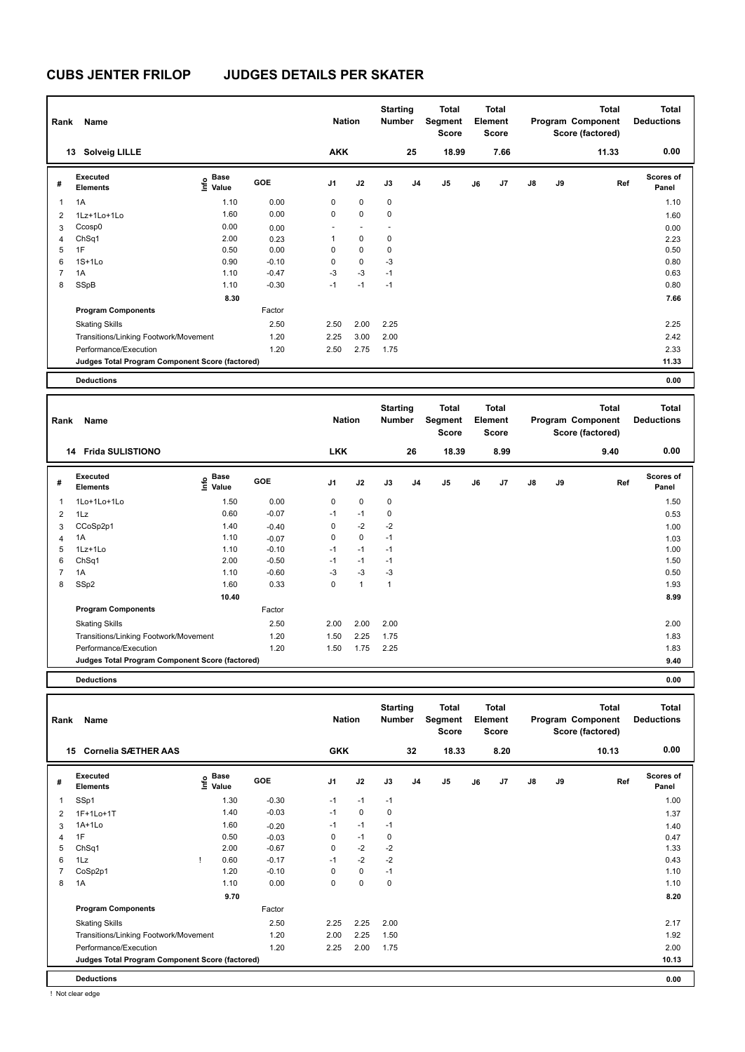# CUBS JENTER FRILOP JUDGES DETAILS PER SKATER

| Rank | Name | Nation | Starting Number | Total Segment Score | Total Element Score | Total Program Component Score (factored) | Total Deductions |
|---|---|---|---|---|---|---|---|
| 13 | Solveig LILLE | AKK | 25 | 18.99 | 7.66 | 11.33 | 0.00 |

| # | Executed Elements | Info | Base Value | GOE | J1 | J2 | J3 | J4 | J5 | J6 | J7 | J8 | J9 | Ref | Scores of Panel |
|---|---|---|---|---|---|---|---|---|---|---|---|---|---|---|---|
| 1 | 1A | | 1.10 | 0.00 | 0 | 0 | 0 | | | | | | | | 1.10 |
| 2 | 1Lz+1Lo+1Lo | | 1.60 | 0.00 | 0 | 0 | 0 | | | | | | | | 1.60 |
| 3 | Ccosp0 | | 0.00 | 0.00 | - | - | - | | | | | | | | 0.00 |
| 4 | ChSq1 | | 2.00 | 0.23 | 1 | 0 | 0 | | | | | | | | 2.23 |
| 5 | 1F | | 0.50 | 0.00 | 0 | 0 | 0 | | | | | | | | 0.50 |
| 6 | 1S+1Lo | | 0.90 | -0.10 | 0 | 0 | -3 | | | | | | | | 0.80 |
| 7 | 1A | | 1.10 | -0.47 | -3 | -3 | -1 | | | | | | | | 0.63 |
| 8 | SSpB | | 1.10 | -0.30 | -1 | -1 | -1 | | | | | | | | 0.80 |
| | | | 8.30 | | | | | | | | | | | | 7.66 |
| | **Program Components** | | | Factor | | | | | | | | | | | |
| | Skating Skills | | | 2.50 | 2.50 | 2.00 | 2.25 | | | | | | | | 2.25 |
| | Transitions/Linking Footwork/Movement | | | 1.20 | 2.25 | 3.00 | 2.00 | | | | | | | | 2.42 |
| | Performance/Execution | | | 1.20 | 2.50 | 2.75 | 1.75 | | | | | | | | 2.33 |
| | **Judges Total Program Component Score (factored)** | | | | | | | | | | | | | | 11.33 |
| | **Deductions** | | | | | | | | | | | | | | 0.00 |

| Rank | Name | Nation | Starting Number | Total Segment Score | Total Element Score | Total Program Component Score (factored) | Total Deductions |
|---|---|---|---|---|---|---|---|
| 14 | Frida SULISTIONO | LKK | 26 | 18.39 | 8.99 | 9.40 | 0.00 |

| # | Executed Elements | Info | Base Value | GOE | J1 | J2 | J3 | J4 | J5 | J6 | J7 | J8 | J9 | Ref | Scores of Panel |
|---|---|---|---|---|---|---|---|---|---|---|---|---|---|---|---|
| 1 | 1Lo+1Lo+1Lo | | 1.50 | 0.00 | 0 | 0 | 0 | | | | | | | | 1.50 |
| 2 | 1Lz | | 0.60 | -0.07 | -1 | -1 | 0 | | | | | | | | 0.53 |
| 3 | CCoSp2p1 | | 1.40 | -0.40 | 0 | -2 | -2 | | | | | | | | 1.00 |
| 4 | 1A | | 1.10 | -0.07 | 0 | 0 | -1 | | | | | | | | 1.03 |
| 5 | 1Lz+1Lo | | 1.10 | -0.10 | -1 | -1 | -1 | | | | | | | | 1.00 |
| 6 | ChSq1 | | 2.00 | -0.50 | -1 | -1 | -1 | | | | | | | | 1.50 |
| 7 | 1A | | 1.10 | -0.60 | -3 | -3 | -3 | | | | | | | | 0.50 |
| 8 | SSp2 | | 1.60 | 0.33 | 0 | 1 | 1 | | | | | | | | 1.93 |
| | | | 10.40 | | | | | | | | | | | | 8.99 |
| | **Program Components** | | | Factor | | | | | | | | | | | |
| | Skating Skills | | | 2.50 | 2.00 | 2.00 | 2.00 | | | | | | | | 2.00 |
| | Transitions/Linking Footwork/Movement | | | 1.20 | 1.50 | 2.25 | 1.75 | | | | | | | | 1.83 |
| | Performance/Execution | | | 1.20 | 1.50 | 1.75 | 2.25 | | | | | | | | 1.83 |
| | **Judges Total Program Component Score (factored)** | | | | | | | | | | | | | | 9.40 |
| | **Deductions** | | | | | | | | | | | | | | 0.00 |

| Rank | Name | Nation | Starting Number | Total Segment Score | Total Element Score | Total Program Component Score (factored) | Total Deductions |
|---|---|---|---|---|---|---|---|
| 15 | Cornelia SÆTHER AAS | GKK | 32 | 18.33 | 8.20 | 10.13 | 0.00 |

| # | Executed Elements | Info | Base Value | GOE | J1 | J2 | J3 | J4 | J5 | J6 | J7 | J8 | J9 | Ref | Scores of Panel |
|---|---|---|---|---|---|---|---|---|---|---|---|---|---|---|---|
| 1 | SSp1 | | 1.30 | -0.30 | -1 | -1 | -1 | | | | | | | | 1.00 |
| 2 | 1F+1Lo+1T | | 1.40 | -0.03 | -1 | 0 | 0 | | | | | | | | 1.37 |
| 3 | 1A+1Lo | | 1.60 | -0.20 | -1 | -1 | -1 | | | | | | | | 1.40 |
| 4 | 1F | | 0.50 | -0.03 | 0 | -1 | 0 | | | | | | | | 0.47 |
| 5 | ChSq1 | | 2.00 | -0.67 | 0 | -2 | -2 | | | | | | | | 1.33 |
| 6 | 1Lz | ! | 0.60 | -0.17 | -1 | -2 | -2 | | | | | | | | 0.43 |
| 7 | CoSp2p1 | | 1.20 | -0.10 | 0 | 0 | -1 | | | | | | | | 1.10 |
| 8 | 1A | | 1.10 | 0.00 | 0 | 0 | 0 | | | | | | | | 1.10 |
| | | | 9.70 | | | | | | | | | | | | 8.20 |
| | **Program Components** | | | Factor | | | | | | | | | | | |
| | Skating Skills | | | 2.50 | 2.25 | 2.25 | 2.00 | | | | | | | | 2.17 |
| | Transitions/Linking Footwork/Movement | | | 1.20 | 2.00 | 2.25 | 1.50 | | | | | | | | 1.92 |
| | Performance/Execution | | | 1.20 | 2.25 | 2.00 | 1.75 | | | | | | | | 2.00 |
| | **Judges Total Program Component Score (factored)** | | | | | | | | | | | | | | 10.13 |
| | **Deductions** | | | | | | | | | | | | | | 0.00 |

! Not clear edge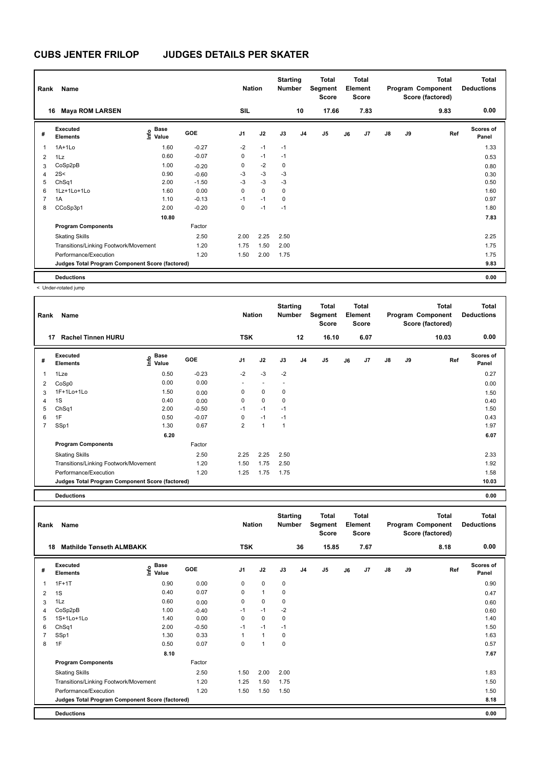# CUBS JENTER FRILOP JUDGES DETAILS PER SKATER

| Rank | Name | Nation | Starting Number | Total Segment Score | Total Element Score | Total Program Component Score (factored) | Total Deductions |
|---|---|---|---|---|---|---|---|
| 16 | Maya ROM LARSEN | SIL | 10 | 17.66 | 7.83 | 9.83 | 0.00 |

| # | Executed Elements | Info | Base Value | GOE | J1 | J2 | J3 | J4 | J5 | J6 | J7 | J8 | J9 | Ref | Scores of Panel |
|---|---|---|---|---|---|---|---|---|---|---|---|---|---|---|---|
| 1 | 1A+1Lo | | 1.60 | -0.27 | -2 | -1 | -1 | | | | | | | | 1.33 |
| 2 | 1Lz | | 0.60 | -0.07 | 0 | -1 | -1 | | | | | | | | 0.53 |
| 3 | CoSp2pB | | 1.00 | -0.20 | 0 | -2 | 0 | | | | | | | | 0.80 |
| 4 | 2S< | < | 0.90 | -0.60 | -3 | -3 | -3 | | | | | | | | 0.30 |
| 5 | ChSq1 | | 2.00 | -1.50 | -3 | -3 | -3 | | | | | | | | 0.50 |
| 6 | 1Lz+1Lo+1Lo | | 1.60 | 0.00 | 0 | 0 | 0 | | | | | | | | 1.60 |
| 7 | 1A | | 1.10 | -0.13 | -1 | -1 | 0 | | | | | | | | 0.97 |
| 8 | CCoSp3p1 | | 2.00 | -0.20 | 0 | -1 | -1 | | | | | | | | 1.80 |
| | | | 10.80 | | | | | | | | | | | | 7.83 |
| | **Program Components** | | | Factor | | | | | | | | | | | |
| | Skating Skills | | | 2.50 | 2.00 | 2.25 | 2.50 | | | | | | | | 2.25 |
| | Transitions/Linking Footwork/Movement | | | 1.20 | 1.75 | 1.50 | 2.00 | | | | | | | | 1.75 |
| | Performance/Execution | | | 1.20 | 1.50 | 2.00 | 1.75 | | | | | | | | 1.75 |
| | **Judges Total Program Component Score (factored)** | | | | | | | | | | | | | | 9.83 |
| | **Deductions** | | | | | | | | | | | | | | 0.00 |

< Under-rotated jump

| Rank | Name | Nation | Starting Number | Total Segment Score | Total Element Score | Total Program Component Score (factored) | Total Deductions |
|---|---|---|---|---|---|---|---|
| 17 | Rachel Tinnen HURU | TSK | 12 | 16.10 | 6.07 | 10.03 | 0.00 |

| # | Executed Elements | Info | Base Value | GOE | J1 | J2 | J3 | J4 | J5 | J6 | J7 | J8 | J9 | Ref | Scores of Panel |
|---|---|---|---|---|---|---|---|---|---|---|---|---|---|---|---|
| 1 | 1Lze | | 0.50 | -0.23 | -2 | -3 | -2 | | | | | | | | 0.27 |
| 2 | CoSp0 | | 0.00 | 0.00 | - | - | - | | | | | | | | 0.00 |
| 3 | 1F+1Lo+1Lo | | 1.50 | 0.00 | 0 | 0 | 0 | | | | | | | | 1.50 |
| 4 | 1S | | 0.40 | 0.00 | 0 | 0 | 0 | | | | | | | | 0.40 |
| 5 | ChSq1 | | 2.00 | -0.50 | -1 | -1 | -1 | | | | | | | | 1.50 |
| 6 | 1F | | 0.50 | -0.07 | 0 | -1 | -1 | | | | | | | | 0.43 |
| 7 | SSp1 | | 1.30 | 0.67 | 2 | 1 | 1 | | | | | | | | 1.97 |
| | | | 6.20 | | | | | | | | | | | | 6.07 |
| | **Program Components** | | | Factor | | | | | | | | | | | |
| | Skating Skills | | | 2.50 | 2.25 | 2.25 | 2.50 | | | | | | | | 2.33 |
| | Transitions/Linking Footwork/Movement | | | 1.20 | 1.50 | 1.75 | 2.50 | | | | | | | | 1.92 |
| | Performance/Execution | | | 1.20 | 1.25 | 1.75 | 1.75 | | | | | | | | 1.58 |
| | **Judges Total Program Component Score (factored)** | | | | | | | | | | | | | | 10.03 |
| | **Deductions** | | | | | | | | | | | | | | 0.00 |

| Rank | Name | Nation | Starting Number | Total Segment Score | Total Element Score | Total Program Component Score (factored) | Total Deductions |
|---|---|---|---|---|---|---|---|
| 18 | Mathilde Tønseth ALMBAKK | TSK | 36 | 15.85 | 7.67 | 8.18 | 0.00 |

| # | Executed Elements | Info | Base Value | GOE | J1 | J2 | J3 | J4 | J5 | J6 | J7 | J8 | J9 | Ref | Scores of Panel |
|---|---|---|---|---|---|---|---|---|---|---|---|---|---|---|---|
| 1 | 1F+1T | | 0.90 | 0.00 | 0 | 0 | 0 | | | | | | | | 0.90 |
| 2 | 1S | | 0.40 | 0.07 | 0 | 1 | 0 | | | | | | | | 0.47 |
| 3 | 1Lz | | 0.60 | 0.00 | 0 | 0 | 0 | | | | | | | | 0.60 |
| 4 | CoSp2pB | | 1.00 | -0.40 | -1 | -1 | -2 | | | | | | | | 0.60 |
| 5 | 1S+1Lo+1Lo | | 1.40 | 0.00 | 0 | 0 | 0 | | | | | | | | 1.40 |
| 6 | ChSq1 | | 2.00 | -0.50 | -1 | -1 | -1 | | | | | | | | 1.50 |
| 7 | SSp1 | | 1.30 | 0.33 | 1 | 1 | 0 | | | | | | | | 1.63 |
| 8 | 1F | | 0.50 | 0.07 | 0 | 1 | 0 | | | | | | | | 0.57 |
| | | | 8.10 | | | | | | | | | | | | 7.67 |
| | **Program Components** | | | Factor | | | | | | | | | | | |
| | Skating Skills | | | 2.50 | 1.50 | 2.00 | 2.00 | | | | | | | | 1.83 |
| | Transitions/Linking Footwork/Movement | | | 1.20 | 1.25 | 1.50 | 1.75 | | | | | | | | 1.50 |
| | Performance/Execution | | | 1.20 | 1.50 | 1.50 | 1.50 | | | | | | | | 1.50 |
| | **Judges Total Program Component Score (factored)** | | | | | | | | | | | | | | 8.18 |
| | **Deductions** | | | | | | | | | | | | | | 0.00 |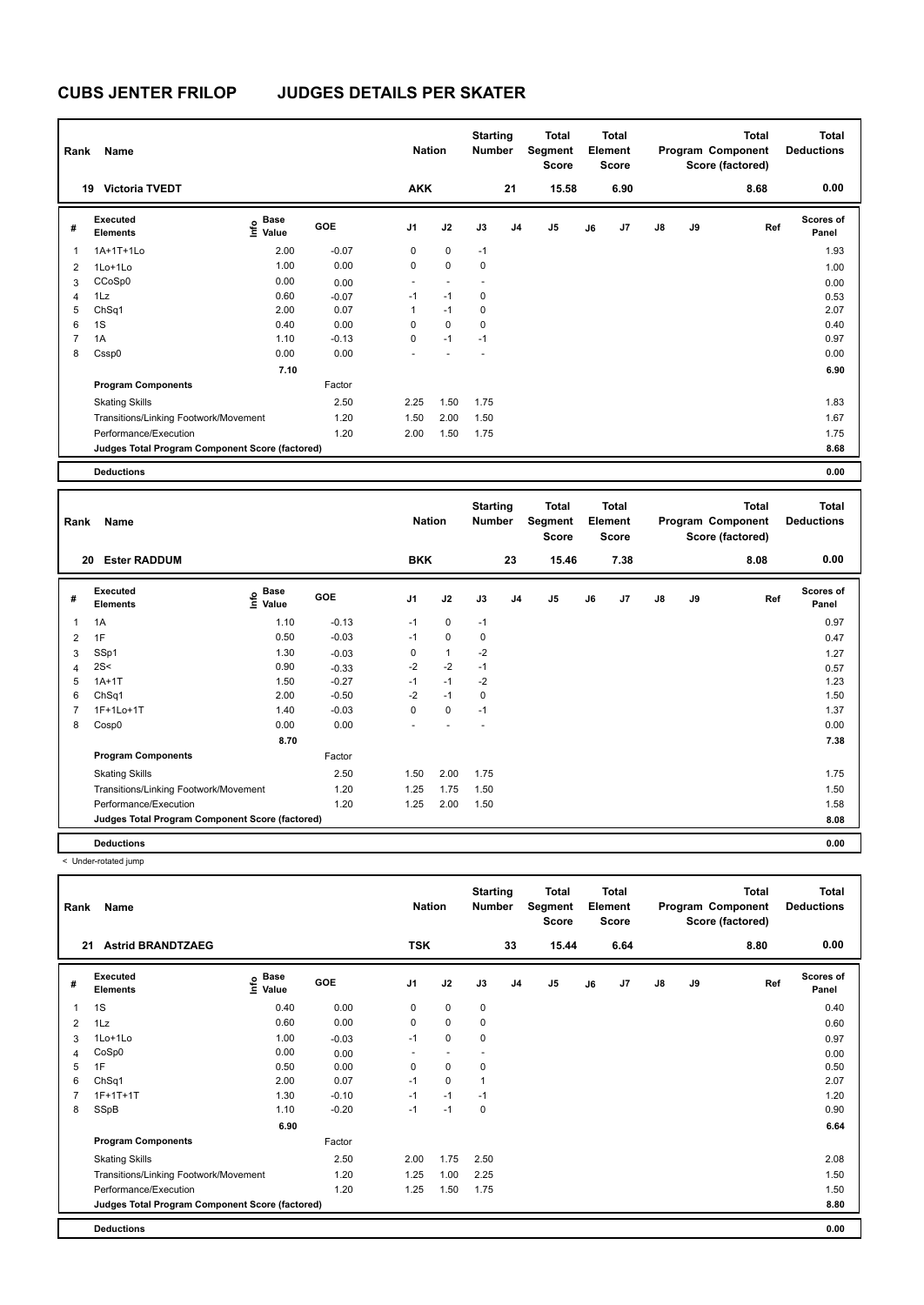# CUBS JENTER FRILOP JUDGES DETAILS PER SKATER

| Rank | Name | Nation | Starting Number | Total Segment Score | Total Element Score | Total Program Component Score (factored) | Total Deductions |
|---|---|---|---|---|---|---|---|
| 19 | Victoria TVEDT | AKK | 21 | 15.58 | 6.90 | 8.68 | 0.00 |

| # | Executed Elements | Info | Base Value | GOE | J1 | J2 | J3 | J4 | J5 | J6 | J7 | J8 | J9 | Ref | Scores of Panel |
|---|---|---|---|---|---|---|---|---|---|---|---|---|---|---|---|
| 1 | 1A+1T+1Lo | | 2.00 | -0.07 | 0 | 0 | -1 | | | | | | | | 1.93 |
| 2 | 1Lo+1Lo | | 1.00 | 0.00 | 0 | 0 | 0 | | | | | | | | 1.00 |
| 3 | CCoSp0 | | 0.00 | 0.00 | - | - | - | | | | | | | | 0.00 |
| 4 | 1Lz | | 0.60 | -0.07 | -1 | -1 | 0 | | | | | | | | 0.53 |
| 5 | ChSq1 | | 2.00 | 0.07 | 1 | -1 | 0 | | | | | | | | 2.07 |
| 6 | 1S | | 0.40 | 0.00 | 0 | 0 | 0 | | | | | | | | 0.40 |
| 7 | 1A | | 1.10 | -0.13 | 0 | -1 | -1 | | | | | | | | 0.97 |
| 8 | Cssp0 | | 0.00 | 0.00 | - | - | - | | | | | | | | 0.00 |
| | | | 7.10 | | | | | | | | | | | | 6.90 |
| | Program Components | | | Factor | | | | | | | | | | | |
| | Skating Skills | | | 2.50 | 2.25 | 1.50 | 1.75 | | | | | | | | 1.83 |
| | Transitions/Linking Footwork/Movement | | | 1.20 | 1.50 | 2.00 | 1.50 | | | | | | | | 1.67 |
| | Performance/Execution | | | 1.20 | 2.00 | 1.50 | 1.75 | | | | | | | | 1.75 |
| | Judges Total Program Component Score (factored) | | | | | | | | | | | | | | 8.68 |
| | Deductions | | | | | | | | | | | | | | 0.00 |

| Rank | Name | Nation | Starting Number | Total Segment Score | Total Element Score | Total Program Component Score (factored) | Total Deductions |
|---|---|---|---|---|---|---|---|
| 20 | Ester RADDUM | BKK | 23 | 15.46 | 7.38 | 8.08 | 0.00 |

| # | Executed Elements | Info | Base Value | GOE | J1 | J2 | J3 | J4 | J5 | J6 | J7 | J8 | J9 | Ref | Scores of Panel |
|---|---|---|---|---|---|---|---|---|---|---|---|---|---|---|---|
| 1 | 1A | | 1.10 | -0.13 | -1 | 0 | -1 | | | | | | | | 0.97 |
| 2 | 1F | | 0.50 | -0.03 | -1 | 0 | 0 | | | | | | | | 0.47 |
| 3 | SSp1 | | 1.30 | -0.03 | 0 | 1 | -2 | | | | | | | | 1.27 |
| 4 | 2S< | | 0.90 | -0.33 | -2 | -2 | -1 | | | | | | | | 0.57 |
| 5 | 1A+1T | | 1.50 | -0.27 | -1 | -1 | -2 | | | | | | | | 1.23 |
| 6 | ChSq1 | | 2.00 | -0.50 | -2 | -1 | 0 | | | | | | | | 1.50 |
| 7 | 1F+1Lo+1T | | 1.40 | -0.03 | 0 | 0 | -1 | | | | | | | | 1.37 |
| 8 | Cosp0 | | 0.00 | 0.00 | - | - | - | | | | | | | | 0.00 |
| | | | 8.70 | | | | | | | | | | | | 7.38 |
| | Program Components | | | Factor | | | | | | | | | | | |
| | Skating Skills | | | 2.50 | 1.50 | 2.00 | 1.75 | | | | | | | | 1.75 |
| | Transitions/Linking Footwork/Movement | | | 1.20 | 1.25 | 1.75 | 1.50 | | | | | | | | 1.50 |
| | Performance/Execution | | | 1.20 | 1.25 | 2.00 | 1.50 | | | | | | | | 1.58 |
| | Judges Total Program Component Score (factored) | | | | | | | | | | | | | | 8.08 |
| | Deductions | | | | | | | | | | | | | | 0.00 |

< Under-rotated jump

| Rank | Name | Nation | Starting Number | Total Segment Score | Total Element Score | Total Program Component Score (factored) | Total Deductions |
|---|---|---|---|---|---|---|---|
| 21 | Astrid BRANDTZAEG | TSK | 33 | 15.44 | 6.64 | 8.80 | 0.00 |

| # | Executed Elements | Info | Base Value | GOE | J1 | J2 | J3 | J4 | J5 | J6 | J7 | J8 | J9 | Ref | Scores of Panel |
|---|---|---|---|---|---|---|---|---|---|---|---|---|---|---|---|
| 1 | 1S | | 0.40 | 0.00 | 0 | 0 | 0 | | | | | | | | 0.40 |
| 2 | 1Lz | | 0.60 | 0.00 | 0 | 0 | 0 | | | | | | | | 0.60 |
| 3 | 1Lo+1Lo | | 1.00 | -0.03 | -1 | 0 | 0 | | | | | | | | 0.97 |
| 4 | CoSp0 | | 0.00 | 0.00 | - | - | - | | | | | | | | 0.00 |
| 5 | 1F | | 0.50 | 0.00 | 0 | 0 | 0 | | | | | | | | 0.50 |
| 6 | ChSq1 | | 2.00 | 0.07 | -1 | 0 | 1 | | | | | | | | 2.07 |
| 7 | 1F+1T+1T | | 1.30 | -0.10 | -1 | -1 | -1 | | | | | | | | 1.20 |
| 8 | SSpB | | 1.10 | -0.20 | -1 | -1 | 0 | | | | | | | | 0.90 |
| | | | 6.90 | | | | | | | | | | | | 6.64 |
| | Program Components | | | Factor | | | | | | | | | | | |
| | Skating Skills | | | 2.50 | 2.00 | 1.75 | 2.50 | | | | | | | | 2.08 |
| | Transitions/Linking Footwork/Movement | | | 1.20 | 1.25 | 1.00 | 2.25 | | | | | | | | 1.50 |
| | Performance/Execution | | | 1.20 | 1.25 | 1.50 | 1.75 | | | | | | | | 1.50 |
| | Judges Total Program Component Score (factored) | | | | | | | | | | | | | | 8.80 |
| | Deductions | | | | | | | | | | | | | | 0.00 |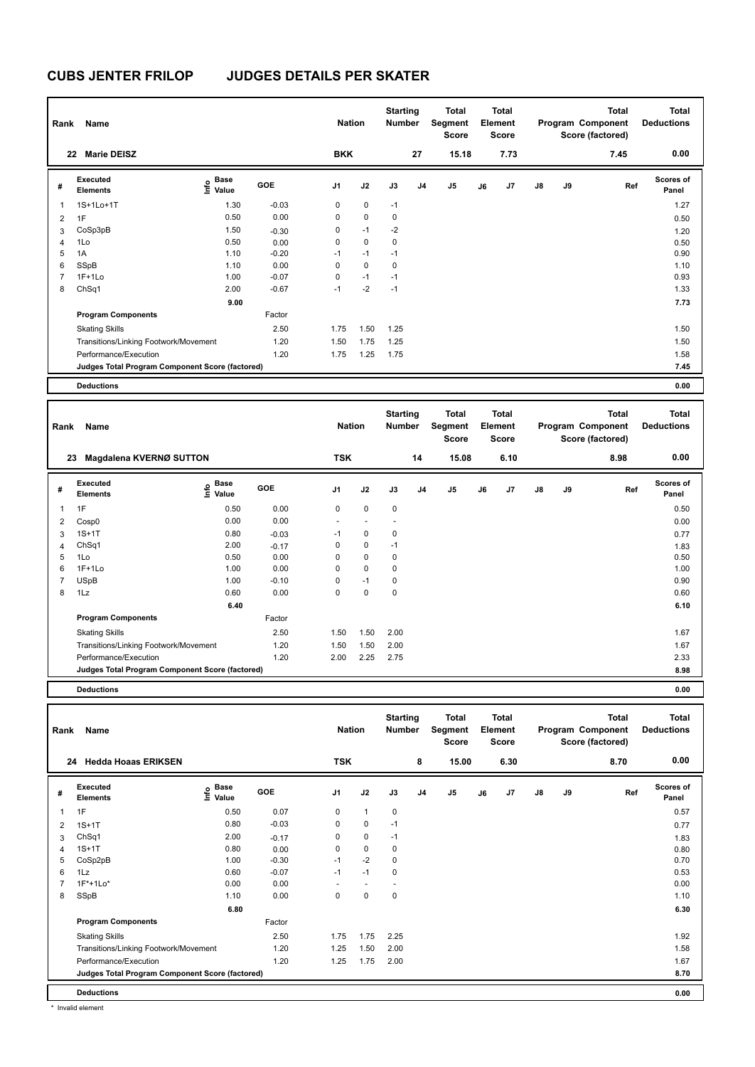# CUBS JENTER FRILOP JUDGES DETAILS PER SKATER

| Rank | Name | Nation | Starting Number | Total Segment Score | Total Element Score | Total Program Component Score (factored) | Total Deductions |
|---|---|---|---|---|---|---|---|
| 22 | Marie DEISZ | BKK | 27 | 15.18 | 7.73 | 7.45 | 0.00 |

| # | Executed Elements | Info | Base Value | GOE | J1 | J2 | J3 | J4 | J5 | J6 | J7 | J8 | J9 | Ref | Scores of Panel |
|---|---|---|---|---|---|---|---|---|---|---|---|---|---|---|---|
| 1 | 1S+1Lo+1T | | 1.30 | -0.03 | 0 | 0 | -1 | | | | | | | | 1.27 |
| 2 | 1F | | 0.50 | 0.00 | 0 | 0 | 0 | | | | | | | | 0.50 |
| 3 | CoSp3pB | | 1.50 | -0.30 | 0 | -1 | -2 | | | | | | | | 1.20 |
| 4 | 1Lo | | 0.50 | 0.00 | 0 | 0 | 0 | | | | | | | | 0.50 |
| 5 | 1A | | 1.10 | -0.20 | -1 | -1 | -1 | | | | | | | | 0.90 |
| 6 | SSpB | | 1.10 | 0.00 | 0 | 0 | 0 | | | | | | | | 1.10 |
| 7 | 1F+1Lo | | 1.00 | -0.07 | 0 | -1 | -1 | | | | | | | | 0.93 |
| 8 | ChSq1 | | 2.00 | -0.67 | -1 | -2 | -1 | | | | | | | | 1.33 |
| | | | 9.00 | | | | | | | | | | | | 7.73 |
| | **Program Components** | | | Factor | | | | | | | | | | | |
| | Skating Skills | | | 2.50 | 1.75 | 1.50 | 1.25 | | | | | | | | 1.50 |
| | Transitions/Linking Footwork/Movement | | | 1.20 | 1.50 | 1.75 | 1.25 | | | | | | | | 1.50 |
| | Performance/Execution | | | 1.20 | 1.75 | 1.25 | 1.75 | | | | | | | | 1.58 |
| | **Judges Total Program Component Score (factored)** | | | | | | | | | | | | | | 7.45 |
| | **Deductions** | | | | | | | | | | | | | | 0.00 |

| Rank | Name | Nation | Starting Number | Total Segment Score | Total Element Score | Total Program Component Score (factored) | Total Deductions |
|---|---|---|---|---|---|---|---|
| 23 | Magdalena KVERNØ SUTTON | TSK | 14 | 15.08 | 6.10 | 8.98 | 0.00 |

| # | Executed Elements | Info | Base Value | GOE | J1 | J2 | J3 | J4 | J5 | J6 | J7 | J8 | J9 | Ref | Scores of Panel |
|---|---|---|---|---|---|---|---|---|---|---|---|---|---|---|---|
| 1 | 1F | | 0.50 | 0.00 | 0 | 0 | 0 | | | | | | | | 0.50 |
| 2 | Cosp0 | | 0.00 | 0.00 | - | - | - | | | | | | | | 0.00 |
| 3 | 1S+1T | | 0.80 | -0.03 | -1 | 0 | 0 | | | | | | | | 0.77 |
| 4 | ChSq1 | | 2.00 | -0.17 | 0 | 0 | -1 | | | | | | | | 1.83 |
| 5 | 1Lo | | 0.50 | 0.00 | 0 | 0 | 0 | | | | | | | | 0.50 |
| 6 | 1F+1Lo | | 1.00 | 0.00 | 0 | 0 | 0 | | | | | | | | 1.00 |
| 7 | USpB | | 1.00 | -0.10 | 0 | -1 | 0 | | | | | | | | 0.90 |
| 8 | 1Lz | | 0.60 | 0.00 | 0 | 0 | 0 | | | | | | | | 0.60 |
| | | | 6.40 | | | | | | | | | | | | 6.10 |
| | **Program Components** | | | Factor | | | | | | | | | | | |
| | Skating Skills | | | 2.50 | 1.50 | 1.50 | 2.00 | | | | | | | | 1.67 |
| | Transitions/Linking Footwork/Movement | | | 1.20 | 1.50 | 1.50 | 2.00 | | | | | | | | 1.67 |
| | Performance/Execution | | | 1.20 | 2.00 | 2.25 | 2.75 | | | | | | | | 2.33 |
| | **Judges Total Program Component Score (factored)** | | | | | | | | | | | | | | 8.98 |
| | **Deductions** | | | | | | | | | | | | | | 0.00 |

| Rank | Name | Nation | Starting Number | Total Segment Score | Total Element Score | Total Program Component Score (factored) | Total Deductions |
|---|---|---|---|---|---|---|---|
| 24 | Hedda Hoaas ERIKSEN | TSK | 8 | 15.00 | 6.30 | 8.70 | 0.00 |

| # | Executed Elements | Info | Base Value | GOE | J1 | J2 | J3 | J4 | J5 | J6 | J7 | J8 | J9 | Ref | Scores of Panel |
|---|---|---|---|---|---|---|---|---|---|---|---|---|---|---|---|
| 1 | 1F | | 0.50 | 0.07 | 0 | 1 | 0 | | | | | | | | 0.57 |
| 2 | 1S+1T | | 0.80 | -0.03 | 0 | 0 | -1 | | | | | | | | 0.77 |
| 3 | ChSq1 | | 2.00 | -0.17 | 0 | 0 | -1 | | | | | | | | 1.83 |
| 4 | 1S+1T | | 0.80 | 0.00 | 0 | 0 | 0 | | | | | | | | 0.80 |
| 5 | CoSp2pB | | 1.00 | -0.30 | -1 | -2 | 0 | | | | | | | | 0.70 |
| 6 | 1Lz | | 0.60 | -0.07 | -1 | -1 | 0 | | | | | | | | 0.53 |
| 7 | 1F*+1Lo* | | 0.00 | 0.00 | - | - | - | | | | | | | | 0.00 |
| 8 | SSpB | | 1.10 | 0.00 | 0 | 0 | 0 | | | | | | | | 1.10 |
| | | | 6.80 | | | | | | | | | | | | 6.30 |
| | **Program Components** | | | Factor | | | | | | | | | | | |
| | Skating Skills | | | 2.50 | 1.75 | 1.75 | 2.25 | | | | | | | | 1.92 |
| | Transitions/Linking Footwork/Movement | | | 1.20 | 1.25 | 1.50 | 2.00 | | | | | | | | 1.58 |
| | Performance/Execution | | | 1.20 | 1.25 | 1.75 | 2.00 | | | | | | | | 1.67 |
| | **Judges Total Program Component Score (factored)** | | | | | | | | | | | | | | 8.70 |
| | **Deductions** | | | | | | | | | | | | | | 0.00 |

* Invalid element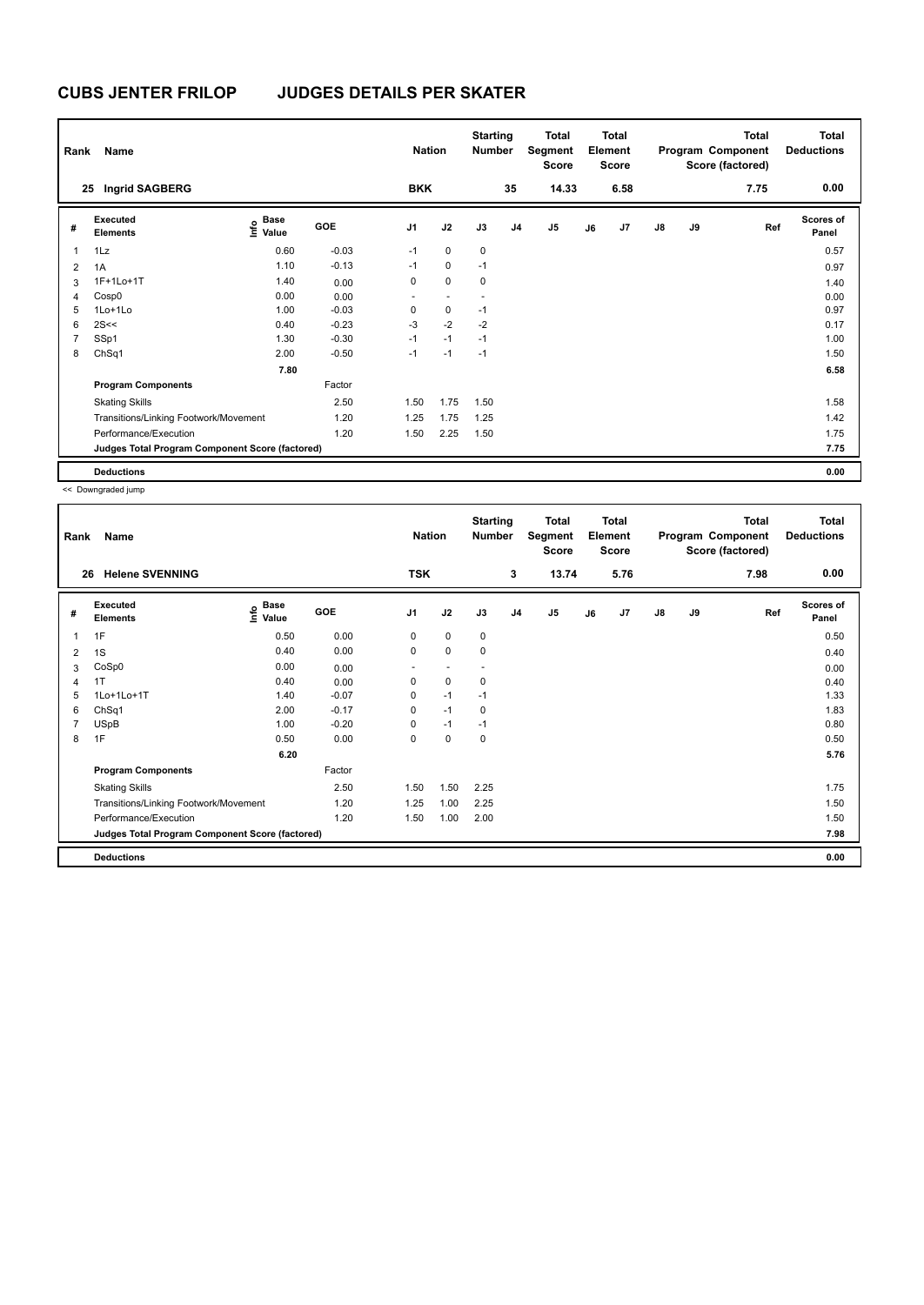# CUBS JENTER FRILOP JUDGES DETAILS PER SKATER

| Rank | Name | Nation | Starting Number | Total Segment Score | Total Element Score | Total Program Component Score (factored) | Total Deductions |
|---|---|---|---|---|---|---|---|
| 25 | Ingrid SAGBERG | BKK | 35 | 14.33 | 6.58 | 7.75 | 0.00 |

| # | Executed Elements | Info | Base Value | GOE | J1 | J2 | J3 | J4 | J5 | J6 | J7 | J8 | J9 | Ref | Scores of Panel |
|---|---|---|---|---|---|---|---|---|---|---|---|---|---|---|---|
| 1 | 1Lz | | 0.60 | -0.03 | -1 | 0 | 0 | | | | | | | | 0.57 |
| 2 | 1A | | 1.10 | -0.13 | -1 | 0 | -1 | | | | | | | | 0.97 |
| 3 | 1F+1Lo+1T | | 1.40 | 0.00 | 0 | 0 | 0 | | | | | | | | 1.40 |
| 4 | Cosp0 | | 0.00 | 0.00 | - | - | - | | | | | | | | 0.00 |
| 5 | 1Lo+1Lo | | 1.00 | -0.03 | 0 | 0 | -1 | | | | | | | | 0.97 |
| 6 | 2S<< | | 0.40 | -0.23 | -3 | -2 | -2 | | | | | | | | 0.17 |
| 7 | SSp1 | | 1.30 | -0.30 | -1 | -1 | -1 | | | | | | | | 1.00 |
| 8 | ChSq1 | | 2.00 | -0.50 | -1 | -1 | -1 | | | | | | | | 1.50 |
| | | | 7.80 | | | | | | | | | | | | 6.58 |
| | **Program Components** | | | Factor | | | | | | | | | | | |
| | Skating Skills | | | 2.50 | 1.50 | 1.75 | 1.50 | | | | | | | | 1.58 |
| | Transitions/Linking Footwork/Movement | | | 1.20 | 1.25 | 1.75 | 1.25 | | | | | | | | 1.42 |
| | Performance/Execution | | | 1.20 | 1.50 | 2.25 | 1.50 | | | | | | | | 1.75 |
| | **Judges Total Program Component Score (factored)** | | | | | | | | | | | | | | 7.75 |
| | **Deductions** | | | | | | | | | | | | | | 0.00 |

<< Downgraded jump

| Rank | Name | Nation | Starting Number | Total Segment Score | Total Element Score | Total Program Component Score (factored) | Total Deductions |
|---|---|---|---|---|---|---|---|
| 26 | Helene SVENNING | TSK | 3 | 13.74 | 5.76 | 7.98 | 0.00 |

| # | Executed Elements | Info | Base Value | GOE | J1 | J2 | J3 | J4 | J5 | J6 | J7 | J8 | J9 | Ref | Scores of Panel |
|---|---|---|---|---|---|---|---|---|---|---|---|---|---|---|---|
| 1 | 1F | | 0.50 | 0.00 | 0 | 0 | 0 | | | | | | | | 0.50 |
| 2 | 1S | | 0.40 | 0.00 | 0 | 0 | 0 | | | | | | | | 0.40 |
| 3 | CoSp0 | | 0.00 | 0.00 | - | - | - | | | | | | | | 0.00 |
| 4 | 1T | | 0.40 | 0.00 | 0 | 0 | 0 | | | | | | | | 0.40 |
| 5 | 1Lo+1Lo+1T | | 1.40 | -0.07 | 0 | -1 | -1 | | | | | | | | 1.33 |
| 6 | ChSq1 | | 2.00 | -0.17 | 0 | -1 | 0 | | | | | | | | 1.83 |
| 7 | USpB | | 1.00 | -0.20 | 0 | -1 | -1 | | | | | | | | 0.80 |
| 8 | 1F | | 0.50 | 0.00 | 0 | 0 | 0 | | | | | | | | 0.50 |
| | | | 6.20 | | | | | | | | | | | | 5.76 |
| | **Program Components** | | | Factor | | | | | | | | | | | |
| | Skating Skills | | | 2.50 | 1.50 | 1.50 | 2.25 | | | | | | | | 1.75 |
| | Transitions/Linking Footwork/Movement | | | 1.20 | 1.25 | 1.00 | 2.25 | | | | | | | | 1.50 |
| | Performance/Execution | | | 1.20 | 1.50 | 1.00 | 2.00 | | | | | | | | 1.50 |
| | **Judges Total Program Component Score (factored)** | | | | | | | | | | | | | | 7.98 |
| | **Deductions** | | | | | | | | | | | | | | 0.00 |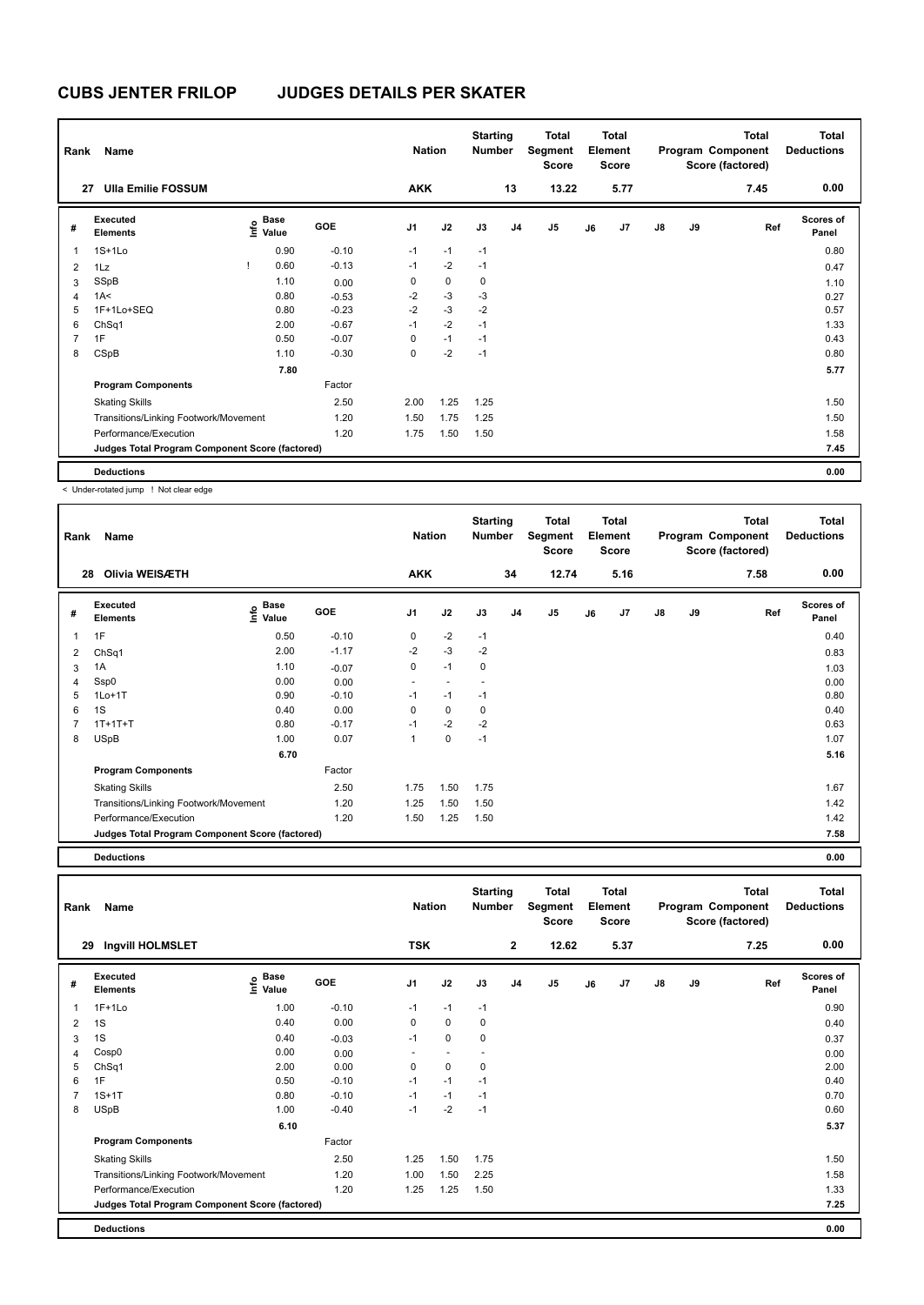# CUBS JENTER FRILOP JUDGES DETAILS PER SKATER

| Rank | Name | Nation | Starting Number | Total Segment Score | Total Element Score | Total Program Component Score (factored) | Total Deductions |
|---|---|---|---|---|---|---|---|
| 27 | Ulla Emilie FOSSUM | AKK | 13 | 13.22 | 5.77 | 7.45 | 0.00 |

| # | Executed Elements | Info | Base Value | GOE | J1 | J2 | J3 | J4 | J5 | J6 | J7 | J8 | J9 | Ref | Scores of Panel |
|---|---|---|---|---|---|---|---|---|---|---|---|---|---|---|---|
| 1 | 1S+1Lo | | 0.90 | -0.10 | -1 | -1 | -1 | | | | | | | | 0.80 |
| 2 | 1Lz | ! | 0.60 | -0.13 | -1 | -2 | -1 | | | | | | | | 0.47 |
| 3 | SSpB | | 1.10 | 0.00 | 0 | 0 | 0 | | | | | | | | 1.10 |
| 4 | 1A< | | 0.80 | -0.53 | -2 | -3 | -3 | | | | | | | | 0.27 |
| 5 | 1F+1Lo+SEQ | | 0.80 | -0.23 | -2 | -3 | -2 | | | | | | | | 0.57 |
| 6 | ChSq1 | | 2.00 | -0.67 | -1 | -2 | -1 | | | | | | | | 1.33 |
| 7 | 1F | | 0.50 | -0.07 | 0 | -1 | -1 | | | | | | | | 0.43 |
| 8 | CSpB | | 1.10 | -0.30 | 0 | -2 | -1 | | | | | | | | 0.80 |
| | | | 7.80 | | | | | | | | | | | | 5.77 |
| | **Program Components** | | | Factor | | | | | | | | | | | |
| | Skating Skills | | | 2.50 | 2.00 | 1.25 | 1.25 | | | | | | | | 1.50 |
| | Transitions/Linking Footwork/Movement | | | 1.20 | 1.50 | 1.75 | 1.25 | | | | | | | | 1.50 |
| | Performance/Execution | | | 1.20 | 1.75 | 1.50 | 1.50 | | | | | | | | 1.58 |
| | **Judges Total Program Component Score (factored)** | | | | | | | | | | | | | | 7.45 |
| | **Deductions** | | | | | | | | | | | | | | 0.00 |

< Under-rotated jump ! Not clear edge

| Rank | Name | Nation | Starting Number | Total Segment Score | Total Element Score | Total Program Component Score (factored) | Total Deductions |
|---|---|---|---|---|---|---|---|
| 28 | Olivia WEISÆTH | AKK | 34 | 12.74 | 5.16 | 7.58 | 0.00 |

| # | Executed Elements | Info | Base Value | GOE | J1 | J2 | J3 | J4 | J5 | J6 | J7 | J8 | J9 | Ref | Scores of Panel |
|---|---|---|---|---|---|---|---|---|---|---|---|---|---|---|---|
| 1 | 1F | | 0.50 | -0.10 | 0 | -2 | -1 | | | | | | | | 0.40 |
| 2 | ChSq1 | | 2.00 | -1.17 | -2 | -3 | -2 | | | | | | | | 0.83 |
| 3 | 1A | | 1.10 | -0.07 | 0 | -1 | 0 | | | | | | | | 1.03 |
| 4 | Ssp0 | | 0.00 | 0.00 | - | - | - | | | | | | | | 0.00 |
| 5 | 1Lo+1T | | 0.90 | -0.10 | -1 | -1 | -1 | | | | | | | | 0.80 |
| 6 | 1S | | 0.40 | 0.00 | 0 | 0 | 0 | | | | | | | | 0.40 |
| 7 | 1T+1T+T | | 0.80 | -0.17 | -1 | -2 | -2 | | | | | | | | 0.63 |
| 8 | USpB | | 1.00 | 0.07 | 1 | 0 | -1 | | | | | | | | 1.07 |
| | | | 6.70 | | | | | | | | | | | | 5.16 |
| | **Program Components** | | | Factor | | | | | | | | | | | |
| | Skating Skills | | | 2.50 | 1.75 | 1.50 | 1.75 | | | | | | | | 1.67 |
| | Transitions/Linking Footwork/Movement | | | 1.20 | 1.25 | 1.50 | 1.50 | | | | | | | | 1.42 |
| | Performance/Execution | | | 1.20 | 1.50 | 1.25 | 1.50 | | | | | | | | 1.42 |
| | **Judges Total Program Component Score (factored)** | | | | | | | | | | | | | | 7.58 |
| | **Deductions** | | | | | | | | | | | | | | 0.00 |

| Rank | Name | Nation | Starting Number | Total Segment Score | Total Element Score | Total Program Component Score (factored) | Total Deductions |
|---|---|---|---|---|---|---|---|
| 29 | Ingvill HOLMSLET | TSK | 2 | 12.62 | 5.37 | 7.25 | 0.00 |

| # | Executed Elements | Info | Base Value | GOE | J1 | J2 | J3 | J4 | J5 | J6 | J7 | J8 | J9 | Ref | Scores of Panel |
|---|---|---|---|---|---|---|---|---|---|---|---|---|---|---|---|
| 1 | 1F+1Lo | | 1.00 | -0.10 | -1 | -1 | -1 | | | | | | | | 0.90 |
| 2 | 1S | | 0.40 | 0.00 | 0 | 0 | 0 | | | | | | | | 0.40 |
| 3 | 1S | | 0.40 | -0.03 | -1 | 0 | 0 | | | | | | | | 0.37 |
| 4 | Cosp0 | | 0.00 | 0.00 | - | - | - | | | | | | | | 0.00 |
| 5 | ChSq1 | | 2.00 | 0.00 | 0 | 0 | 0 | | | | | | | | 2.00 |
| 6 | 1F | | 0.50 | -0.10 | -1 | -1 | -1 | | | | | | | | 0.40 |
| 7 | 1S+1T | | 0.80 | -0.10 | -1 | -1 | -1 | | | | | | | | 0.70 |
| 8 | USpB | | 1.00 | -0.40 | -1 | -2 | -1 | | | | | | | | 0.60 |
| | | | 6.10 | | | | | | | | | | | | 5.37 |
| | **Program Components** | | | Factor | | | | | | | | | | | |
| | Skating Skills | | | 2.50 | 1.25 | 1.50 | 1.75 | | | | | | | | 1.50 |
| | Transitions/Linking Footwork/Movement | | | 1.20 | 1.00 | 1.50 | 2.25 | | | | | | | | 1.58 |
| | Performance/Execution | | | 1.20 | 1.25 | 1.25 | 1.50 | | | | | | | | 1.33 |
| | **Judges Total Program Component Score (factored)** | | | | | | | | | | | | | | 7.25 |
| | **Deductions** | | | | | | | | | | | | | | 0.00 |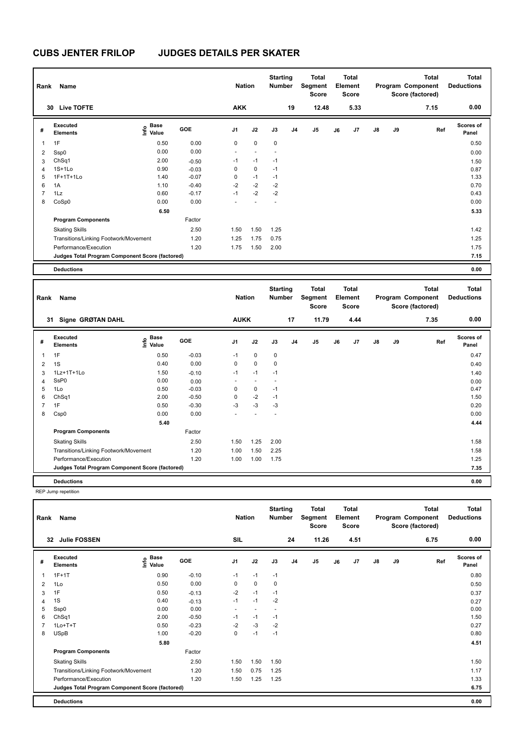# CUBS JENTER FRILOP JUDGES DETAILS PER SKATER

| Rank | Name | Nation | Starting Number | Total Segment Score | Total Element Score | Total Program Component Score (factored) | Total Deductions |
|---|---|---|---|---|---|---|---|
| 30 | Live TOFTE | AKK | 19 | 12.48 | 5.33 | 7.15 | 0.00 |

| # | Executed Elements | Info | Base Value | GOE | J1 | J2 | J3 | J4 | J5 | J6 | J7 | J8 | J9 | Ref | Scores of Panel |
|---|---|---|---|---|---|---|---|---|---|---|---|---|---|---|---|
| 1 | 1F | | 0.50 | 0.00 | 0 | 0 | 0 | | | | | | | | 0.50 |
| 2 | Ssp0 | | 0.00 | 0.00 | - | - | - | | | | | | | | 0.00 |
| 3 | ChSq1 | | 2.00 | -0.50 | -1 | -1 | -1 | | | | | | | | 1.50 |
| 4 | 1S+1Lo | | 0.90 | -0.03 | 0 | 0 | -1 | | | | | | | | 0.87 |
| 5 | 1F+1T+1Lo | | 1.40 | -0.07 | 0 | -1 | -1 | | | | | | | | 1.33 |
| 6 | 1A | | 1.10 | -0.40 | -2 | -2 | -2 | | | | | | | | 0.70 |
| 7 | 1Lz | | 0.60 | -0.17 | -1 | -2 | -2 | | | | | | | | 0.43 |
| 8 | CoSp0 | | 0.00 | 0.00 | - | - | - | | | | | | | | 0.00 |
| | | | 6.50 | | | | | | | | | | | | 5.33 |
| | **Program Components** | | | Factor | | | | | | | | | | | |
| | Skating Skills | | | 2.50 | 1.50 | 1.50 | 1.25 | | | | | | | | 1.42 |
| | Transitions/Linking Footwork/Movement | | | 1.20 | 1.25 | 1.75 | 0.75 | | | | | | | | 1.25 |
| | Performance/Execution | | | 1.20 | 1.75 | 1.50 | 2.00 | | | | | | | | 1.75 |
| | **Judges Total Program Component Score (factored)** | | | | | | | | | | | | | | 7.15 |
| | **Deductions** | | | | | | | | | | | | | | 0.00 |

| Rank | Name | Nation | Starting Number | Total Segment Score | Total Element Score | Total Program Component Score (factored) | Total Deductions |
|---|---|---|---|---|---|---|---|
| 31 | Signe GRØTAN DAHL | AUKK | 17 | 11.79 | 4.44 | 7.35 | 0.00 |

| # | Executed Elements | Info | Base Value | GOE | J1 | J2 | J3 | J4 | J5 | J6 | J7 | J8 | J9 | Ref | Scores of Panel |
|---|---|---|---|---|---|---|---|---|---|---|---|---|---|---|---|
| 1 | 1F | | 0.50 | -0.03 | -1 | 0 | 0 | | | | | | | | 0.47 |
| 2 | 1S | | 0.40 | 0.00 | 0 | 0 | 0 | | | | | | | | 0.40 |
| 3 | 1Lz+1T+1Lo | | 1.50 | -0.10 | -1 | -1 | -1 | | | | | | | | 1.40 |
| 4 | SsP0 | | 0.00 | 0.00 | - | - | - | | | | | | | | 0.00 |
| 5 | 1Lo | | 0.50 | -0.03 | 0 | 0 | -1 | | | | | | | | 0.47 |
| 6 | ChSq1 | | 2.00 | -0.50 | 0 | -2 | -1 | | | | | | | | 1.50 |
| 7 | 1F | | 0.50 | -0.30 | -3 | -3 | -3 | | | | | | | | 0.20 |
| 8 | Csp0 | | 0.00 | 0.00 | - | - | - | | | | | | | | 0.00 |
| | | | 5.40 | | | | | | | | | | | | 4.44 |
| | **Program Components** | | | Factor | | | | | | | | | | | |
| | Skating Skills | | | 2.50 | 1.50 | 1.25 | 2.00 | | | | | | | | 1.58 |
| | Transitions/Linking Footwork/Movement | | | 1.20 | 1.00 | 1.50 | 2.25 | | | | | | | | 1.58 |
| | Performance/Execution | | | 1.20 | 1.00 | 1.00 | 1.75 | | | | | | | | 1.25 |
| | **Judges Total Program Component Score (factored)** | | | | | | | | | | | | | | 7.35 |
| | **Deductions** | | | | | | | | | | | | | | 0.00 |

REP Jump repetition

| Rank | Name | Nation | Starting Number | Total Segment Score | Total Element Score | Total Program Component Score (factored) | Total Deductions |
|---|---|---|---|---|---|---|---|
| 32 | Julie FOSSEN | SIL | 24 | 11.26 | 4.51 | 6.75 | 0.00 |

| # | Executed Elements | Info | Base Value | GOE | J1 | J2 | J3 | J4 | J5 | J6 | J7 | J8 | J9 | Ref | Scores of Panel |
|---|---|---|---|---|---|---|---|---|---|---|---|---|---|---|---|
| 1 | 1F+1T | | 0.90 | -0.10 | -1 | -1 | -1 | | | | | | | | 0.80 |
| 2 | 1Lo | | 0.50 | 0.00 | 0 | 0 | 0 | | | | | | | | 0.50 |
| 3 | 1F | | 0.50 | -0.13 | -2 | -1 | -1 | | | | | | | | 0.37 |
| 4 | 1S | | 0.40 | -0.13 | -1 | -1 | -2 | | | | | | | | 0.27 |
| 5 | Ssp0 | | 0.00 | 0.00 | - | - | - | | | | | | | | 0.00 |
| 6 | ChSq1 | | 2.00 | -0.50 | -1 | -1 | -1 | | | | | | | | 1.50 |
| 7 | 1Lo+T+T | | 0.50 | -0.23 | -2 | -3 | -2 | | | | | | | | 0.27 |
| 8 | USpB | | 1.00 | -0.20 | 0 | -1 | -1 | | | | | | | | 0.80 |
| | | | 5.80 | | | | | | | | | | | | 4.51 |
| | **Program Components** | | | Factor | | | | | | | | | | | |
| | Skating Skills | | | 2.50 | 1.50 | 1.50 | 1.50 | | | | | | | | 1.50 |
| | Transitions/Linking Footwork/Movement | | | 1.20 | 1.50 | 0.75 | 1.25 | | | | | | | | 1.17 |
| | Performance/Execution | | | 1.20 | 1.50 | 1.25 | 1.25 | | | | | | | | 1.33 |
| | **Judges Total Program Component Score (factored)** | | | | | | | | | | | | | | 6.75 |
| | **Deductions** | | | | | | | | | | | | | | 0.00 |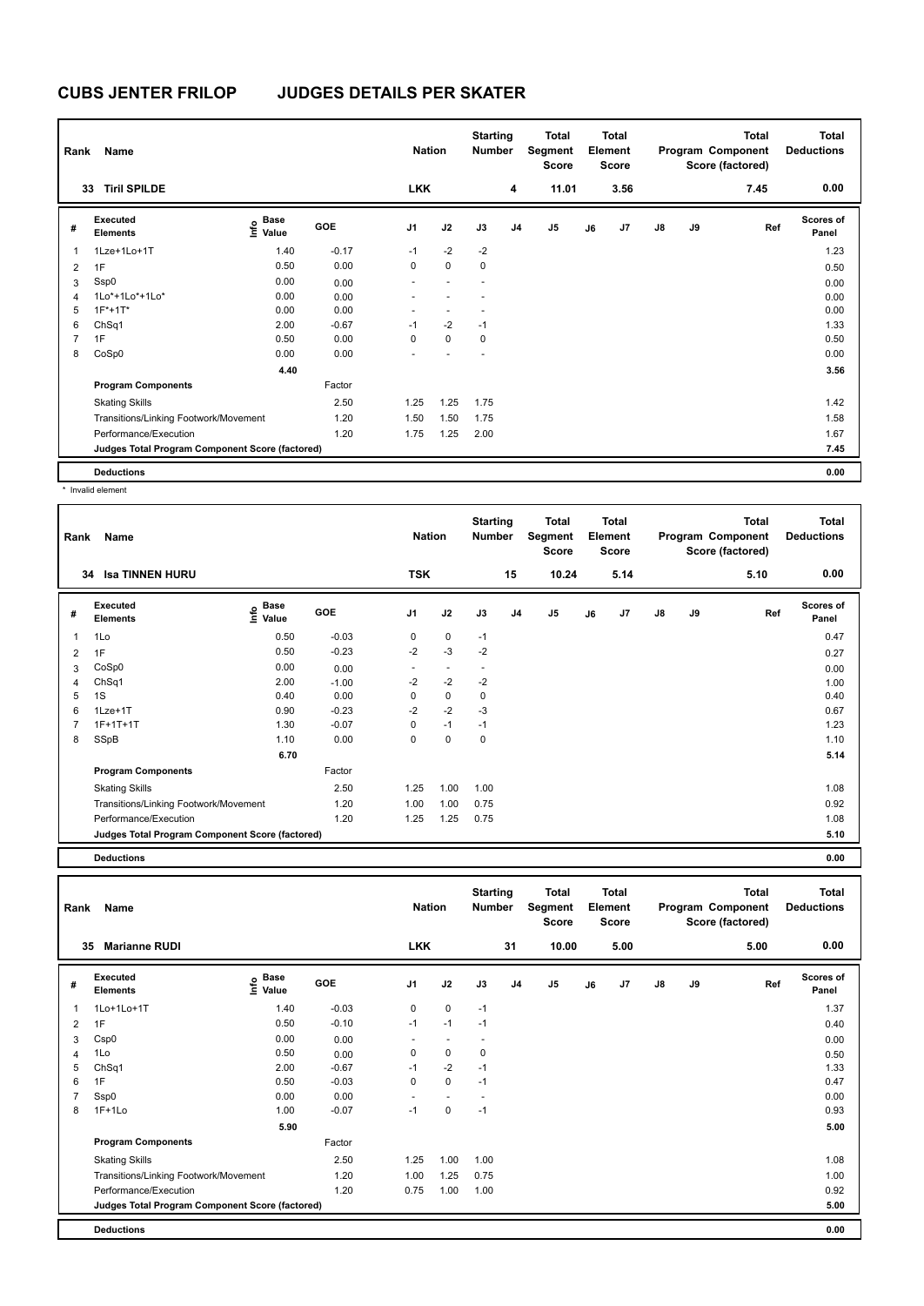# CUBS JENTER FRILOP JUDGES DETAILS PER SKATER

| Rank | Name | Nation | Starting Number | Total Segment Score | Total Element Score | Total Program Component Score (factored) | Total Deductions |
|---|---|---|---|---|---|---|---|
| 33 | Tiril SPILDE | LKK | 4 | 11.01 | 3.56 | 7.45 | 0.00 |

| # | Executed Elements | Info | Base Value | GOE | J1 | J2 | J3 | J4 | J5 | J6 | J7 | J8 | J9 | Ref | Scores of Panel |
|---|---|---|---|---|---|---|---|---|---|---|---|---|---|---|---|
| 1 | 1Lze+1Lo+1T | | 1.40 | -0.17 | -1 | -2 | -2 | | | | | | | | 1.23 |
| 2 | 1F | | 0.50 | 0.00 | 0 | 0 | 0 | | | | | | | | 0.50 |
| 3 | Ssp0 | | 0.00 | 0.00 | - | - | - | | | | | | | | 0.00 |
| 4 | 1Lo*+1Lo*+1Lo* | | 0.00 | 0.00 | - | - | - | | | | | | | | 0.00 |
| 5 | 1F*+1T* | | 0.00 | 0.00 | - | - | - | | | | | | | | 0.00 |
| 6 | ChSq1 | | 2.00 | -0.67 | -1 | -2 | -1 | | | | | | | | 1.33 |
| 7 | 1F | | 0.50 | 0.00 | 0 | 0 | 0 | | | | | | | | 0.50 |
| 8 | CoSp0 | | 0.00 | 0.00 | - | - | - | | | | | | | | 0.00 |
| | | | 4.40 | | | | | | | | | | | | 3.56 |
| | **Program Components** | | | Factor | | | | | | | | | | | |
| | Skating Skills | | | 2.50 | 1.25 | 1.25 | 1.75 | | | | | | | | 1.42 |
| | Transitions/Linking Footwork/Movement | | | 1.20 | 1.50 | 1.50 | 1.75 | | | | | | | | 1.58 |
| | Performance/Execution | | | 1.20 | 1.75 | 1.25 | 2.00 | | | | | | | | 1.67 |
| | **Judges Total Program Component Score (factored)** | | | | | | | | | | | | | | 7.45 |
| | **Deductions** | | | | | | | | | | | | | | 0.00 |

\* Invalid element

| Rank | Name | Nation | Starting Number | Total Segment Score | Total Element Score | Total Program Component Score (factored) | Total Deductions |
|---|---|---|---|---|---|---|---|
| 34 | Isa TINNEN HURU | TSK | 15 | 10.24 | 5.14 | 5.10 | 0.00 |

| # | Executed Elements | Info | Base Value | GOE | J1 | J2 | J3 | J4 | J5 | J6 | J7 | J8 | J9 | Ref | Scores of Panel |
|---|---|---|---|---|---|---|---|---|---|---|---|---|---|---|---|
| 1 | 1Lo | | 0.50 | -0.03 | 0 | 0 | -1 | | | | | | | | 0.47 |
| 2 | 1F | | 0.50 | -0.23 | -2 | -3 | -2 | | | | | | | | 0.27 |
| 3 | CoSp0 | | 0.00 | 0.00 | - | - | - | | | | | | | | 0.00 |
| 4 | ChSq1 | | 2.00 | -1.00 | -2 | -2 | -2 | | | | | | | | 1.00 |
| 5 | 1S | | 0.40 | 0.00 | 0 | 0 | 0 | | | | | | | | 0.40 |
| 6 | 1Lze+1T | | 0.90 | -0.23 | -2 | -2 | -3 | | | | | | | | 0.67 |
| 7 | 1F+1T+1T | | 1.30 | -0.07 | 0 | -1 | -1 | | | | | | | | 1.23 |
| 8 | SSpB | | 1.10 | 0.00 | 0 | 0 | 0 | | | | | | | | 1.10 |
| | | | 6.70 | | | | | | | | | | | | 5.14 |
| | **Program Components** | | | Factor | | | | | | | | | | | |
| | Skating Skills | | | 2.50 | 1.25 | 1.00 | 1.00 | | | | | | | | 1.08 |
| | Transitions/Linking Footwork/Movement | | | 1.20 | 1.00 | 1.00 | 0.75 | | | | | | | | 0.92 |
| | Performance/Execution | | | 1.20 | 1.25 | 1.25 | 0.75 | | | | | | | | 1.08 |
| | **Judges Total Program Component Score (factored)** | | | | | | | | | | | | | | 5.10 |
| | **Deductions** | | | | | | | | | | | | | | 0.00 |

| Rank | Name | Nation | Starting Number | Total Segment Score | Total Element Score | Total Program Component Score (factored) | Total Deductions |
|---|---|---|---|---|---|---|---|
| 35 | Marianne RUDI | LKK | 31 | 10.00 | 5.00 | 5.00 | 0.00 |

| # | Executed Elements | Info | Base Value | GOE | J1 | J2 | J3 | J4 | J5 | J6 | J7 | J8 | J9 | Ref | Scores of Panel |
|---|---|---|---|---|---|---|---|---|---|---|---|---|---|---|---|
| 1 | 1Lo+1Lo+1T | | 1.40 | -0.03 | 0 | 0 | -1 | | | | | | | | 1.37 |
| 2 | 1F | | 0.50 | -0.10 | -1 | -1 | -1 | | | | | | | | 0.40 |
| 3 | Csp0 | | 0.00 | 0.00 | - | - | - | | | | | | | | 0.00 |
| 4 | 1Lo | | 0.50 | 0.00 | 0 | 0 | 0 | | | | | | | | 0.50 |
| 5 | ChSq1 | | 2.00 | -0.67 | -1 | -2 | -1 | | | | | | | | 1.33 |
| 6 | 1F | | 0.50 | -0.03 | 0 | 0 | -1 | | | | | | | | 0.47 |
| 7 | Ssp0 | | 0.00 | 0.00 | - | - | - | | | | | | | | 0.00 |
| 8 | 1F+1Lo | | 1.00 | -0.07 | -1 | 0 | -1 | | | | | | | | 0.93 |
| | | | 5.90 | | | | | | | | | | | | 5.00 |
| | **Program Components** | | | Factor | | | | | | | | | | | |
| | Skating Skills | | | 2.50 | 1.25 | 1.00 | 1.00 | | | | | | | | 1.08 |
| | Transitions/Linking Footwork/Movement | | | 1.20 | 1.00 | 1.25 | 0.75 | | | | | | | | 1.00 |
| | Performance/Execution | | | 1.20 | 0.75 | 1.00 | 1.00 | | | | | | | | 0.92 |
| | **Judges Total Program Component Score (factored)** | | | | | | | | | | | | | | 5.00 |
| | **Deductions** | | | | | | | | | | | | | | 0.00 |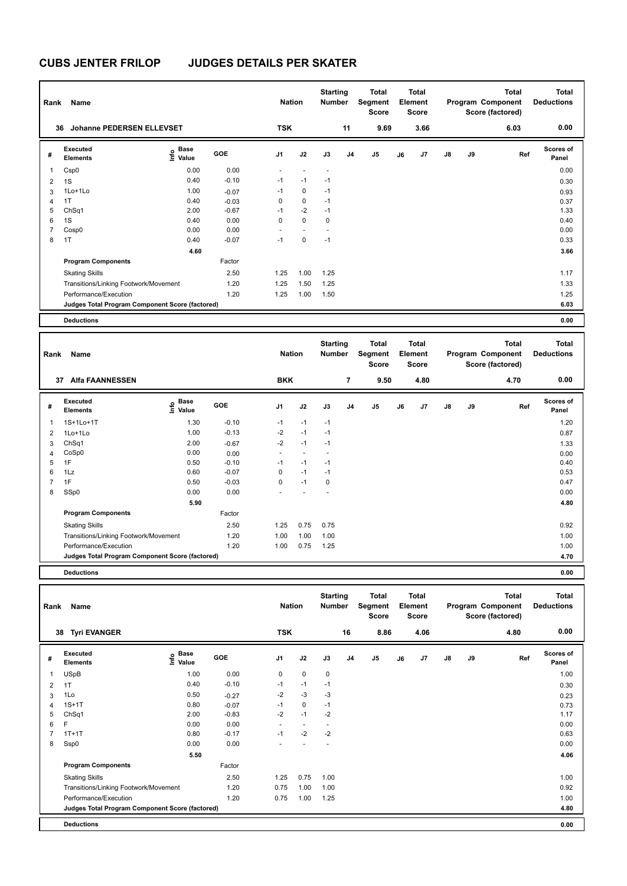# CUBS JENTER FRILOP JUDGES DETAILS PER SKATER

| Rank | Name | Nation | Starting Number | Total Segment Score | Total Element Score | Total Program Component Score (factored) | Total Deductions |
|---|---|---|---|---|---|---|---|
| 36 | Johanne PEDERSEN ELLEVSET | TSK | 11 | 9.69 | 3.66 | 6.03 | 0.00 |

| # | Executed Elements | Info | Base Value | GOE | J1 | J2 | J3 | J4 | J5 | J6 | J7 | J8 | J9 | Ref | Scores of Panel |
|---|---|---|---|---|---|---|---|---|---|---|---|---|---|---|---|
| 1 | Csp0 | | 0.00 | 0.00 | - | - | - | | | | | | | | 0.00 |
| 2 | 1S | | 0.40 | -0.10 | -1 | -1 | -1 | | | | | | | | 0.30 |
| 3 | 1Lo+1Lo | | 1.00 | -0.07 | -1 | 0 | -1 | | | | | | | | 0.93 |
| 4 | 1T | | 0.40 | -0.03 | 0 | 0 | -1 | | | | | | | | 0.37 |
| 5 | ChSq1 | | 2.00 | -0.67 | -1 | -2 | -1 | | | | | | | | 1.33 |
| 6 | 1S | | 0.40 | 0.00 | 0 | 0 | 0 | | | | | | | | 0.40 |
| 7 | Cosp0 | | 0.00 | 0.00 | - | - | - | | | | | | | | 0.00 |
| 8 | 1T | | 0.40 | -0.07 | -1 | 0 | -1 | | | | | | | | 0.33 |
| | | | 4.60 | | | | | | | | | | | | 3.66 |
| | **Program Components** | | | Factor | | | | | | | | | | | |
| | Skating Skills | | | 2.50 | 1.25 | 1.00 | 1.25 | | | | | | | | 1.17 |
| | Transitions/Linking Footwork/Movement | | | 1.20 | 1.25 | 1.50 | 1.25 | | | | | | | | 1.33 |
| | Performance/Execution | | | 1.20 | 1.25 | 1.00 | 1.50 | | | | | | | | 1.25 |
| | **Judges Total Program Component Score (factored)** | | | | | | | | | | | | | | 6.03 |
| | **Deductions** | | | | | | | | | | | | | | 0.00 |

| Rank | Name | Nation | Starting Number | Total Segment Score | Total Element Score | Total Program Component Score (factored) | Total Deductions |
|---|---|---|---|---|---|---|---|
| 37 | Alfa FAANNESSEN | BKK | 7 | 9.50 | 4.80 | 4.70 | 0.00 |

| # | Executed Elements | Info | Base Value | GOE | J1 | J2 | J3 | J4 | J5 | J6 | J7 | J8 | J9 | Ref | Scores of Panel |
|---|---|---|---|---|---|---|---|---|---|---|---|---|---|---|---|
| 1 | 1S+1Lo+1T | | 1.30 | -0.10 | -1 | -1 | -1 | | | | | | | | 1.20 |
| 2 | 1Lo+1Lo | | 1.00 | -0.13 | -2 | -1 | -1 | | | | | | | | 0.87 |
| 3 | ChSq1 | | 2.00 | -0.67 | -2 | -1 | -1 | | | | | | | | 1.33 |
| 4 | CoSp0 | | 0.00 | 0.00 | - | - | - | | | | | | | | 0.00 |
| 5 | 1F | | 0.50 | -0.10 | -1 | -1 | -1 | | | | | | | | 0.40 |
| 6 | 1Lz | | 0.60 | -0.07 | 0 | -1 | -1 | | | | | | | | 0.53 |
| 7 | 1F | | 0.50 | -0.03 | 0 | -1 | 0 | | | | | | | | 0.47 |
| 8 | SSp0 | | 0.00 | 0.00 | - | - | - | | | | | | | | 0.00 |
| | | | 5.90 | | | | | | | | | | | | 4.80 |
| | **Program Components** | | | Factor | | | | | | | | | | | |
| | Skating Skills | | | 2.50 | 1.25 | 0.75 | 0.75 | | | | | | | | 0.92 |
| | Transitions/Linking Footwork/Movement | | | 1.20 | 1.00 | 1.00 | 1.00 | | | | | | | | 1.00 |
| | Performance/Execution | | | 1.20 | 1.00 | 0.75 | 1.25 | | | | | | | | 1.00 |
| | **Judges Total Program Component Score (factored)** | | | | | | | | | | | | | | 4.70 |
| | **Deductions** | | | | | | | | | | | | | | 0.00 |

| Rank | Name | Nation | Starting Number | Total Segment Score | Total Element Score | Total Program Component Score (factored) | Total Deductions |
|---|---|---|---|---|---|---|---|
| 38 | Tyri EVANGER | TSK | 16 | 8.86 | 4.06 | 4.80 | 0.00 |

| # | Executed Elements | Info | Base Value | GOE | J1 | J2 | J3 | J4 | J5 | J6 | J7 | J8 | J9 | Ref | Scores of Panel |
|---|---|---|---|---|---|---|---|---|---|---|---|---|---|---|---|
| 1 | USpB | | 1.00 | 0.00 | 0 | 0 | 0 | | | | | | | | 1.00 |
| 2 | 1T | | 0.40 | -0.10 | -1 | -1 | -1 | | | | | | | | 0.30 |
| 3 | 1Lo | | 0.50 | -0.27 | -2 | -3 | -3 | | | | | | | | 0.23 |
| 4 | 1S+1T | | 0.80 | -0.07 | -1 | 0 | -1 | | | | | | | | 0.73 |
| 5 | ChSq1 | | 2.00 | -0.83 | -2 | -1 | -2 | | | | | | | | 1.17 |
| 6 | F | | 0.00 | 0.00 | - | - | - | | | | | | | | 0.00 |
| 7 | 1T+1T | | 0.80 | -0.17 | -1 | -2 | -2 | | | | | | | | 0.63 |
| 8 | Ssp0 | | 0.00 | 0.00 | - | - | - | | | | | | | | 0.00 |
| | | | 5.50 | | | | | | | | | | | | 4.06 |
| | **Program Components** | | | Factor | | | | | | | | | | | |
| | Skating Skills | | | 2.50 | 1.25 | 0.75 | 1.00 | | | | | | | | 1.00 |
| | Transitions/Linking Footwork/Movement | | | 1.20 | 0.75 | 1.00 | 1.00 | | | | | | | | 0.92 |
| | Performance/Execution | | | 1.20 | 0.75 | 1.00 | 1.25 | | | | | | | | 1.00 |
| | **Judges Total Program Component Score (factored)** | | | | | | | | | | | | | | 4.80 |
| | **Deductions** | | | | | | | | | | | | | | 0.00 |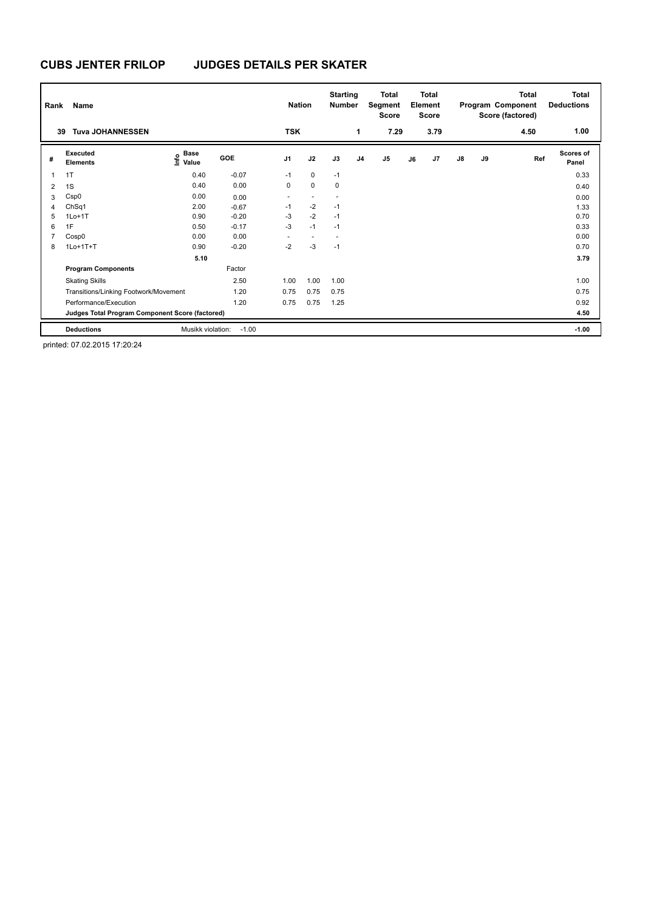# CUBS JENTER FRILOP JUDGES DETAILS PER SKATER

| Rank | Name | Nation | Starting Number | Total Segment Score | Total Element Score | Total Program Component Score (factored) | Total Deductions |
|---|---|---|---|---|---|---|---|
| 39 | Tuva JOHANNESSEN | TSK | 1 | 7.29 | 3.79 | 4.50 | 1.00 |

| # | Executed Elements | Info | Base Value | GOE | J1 | J2 | J3 | J4 | J5 | J6 | J7 | J8 | J9 | Ref | Scores of Panel |
|---|---|---|---|---|---|---|---|---|---|---|---|---|---|---|---|
| 1 | 1T | | 0.40 | -0.07 | -1 | 0 | -1 | | | | | | | | 0.33 |
| 2 | 1S | | 0.40 | 0.00 | 0 | 0 | 0 | | | | | | | | 0.40 |
| 3 | Csp0 | | 0.00 | 0.00 | - | - | - | | | | | | | | 0.00 |
| 4 | ChSq1 | | 2.00 | -0.67 | -1 | -2 | -1 | | | | | | | | 1.33 |
| 5 | 1Lo+1T | | 0.90 | -0.20 | -3 | -2 | -1 | | | | | | | | 0.70 |
| 6 | 1F | | 0.50 | -0.17 | -3 | -1 | -1 | | | | | | | | 0.33 |
| 7 | Cosp0 | | 0.00 | 0.00 | - | - | - | | | | | | | | 0.00 |
| 8 | 1Lo+1T+T | | 0.90 | -0.20 | -2 | -3 | -1 | | | | | | | | 0.70 |
| | | | 5.10 | | | | | | | | | | | | 3.79 |
| | **Program Components** | | | Factor | | | | | | | | | | | |
| | Skating Skills | | | 2.50 | 1.00 | 1.00 | 1.00 | | | | | | | | 1.00 |
| | Transitions/Linking Footwork/Movement | | | 1.20 | 0.75 | 0.75 | 0.75 | | | | | | | | 0.75 |
| | Performance/Execution | | | 1.20 | 0.75 | 0.75 | 1.25 | | | | | | | | 0.92 |
| | **Judges Total Program Component Score (factored)** | | | | | | | | | | | | | | 4.50 |
| | **Deductions** | | Musikk violation: | -1.00 | | | | | | | | | | | -1.00 |

printed: 07.02.2015 17:20:24